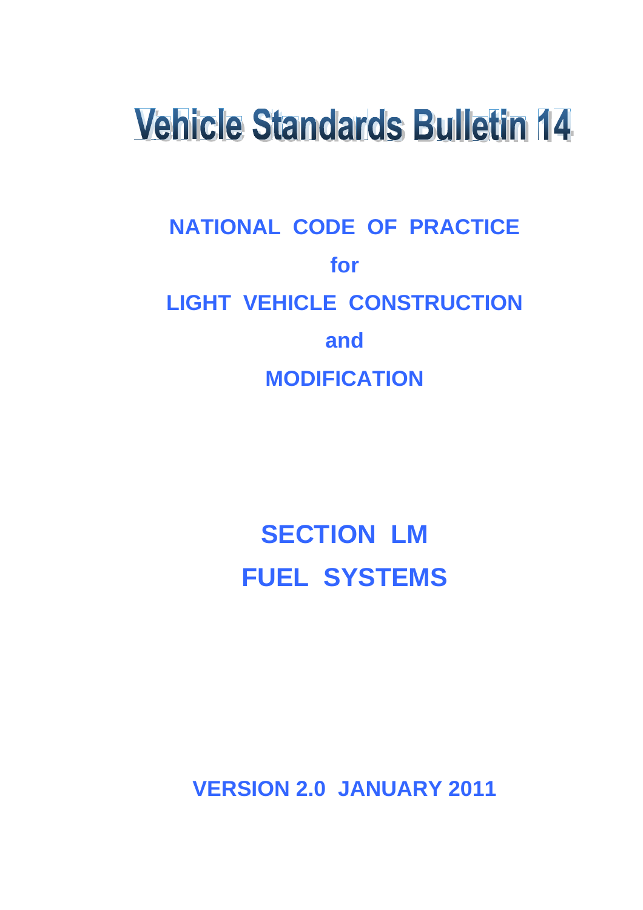# Vehicle Standards Bulletin 14

## NATIONAL CODE OF PRACTICE

## for

## LIGHT VEHICLE CONSTRUCTION

## and

## MODIFICATION

# SECTION LM

# FUEL SYSTEMS

**VERSION 2.0 JANUARY 2011**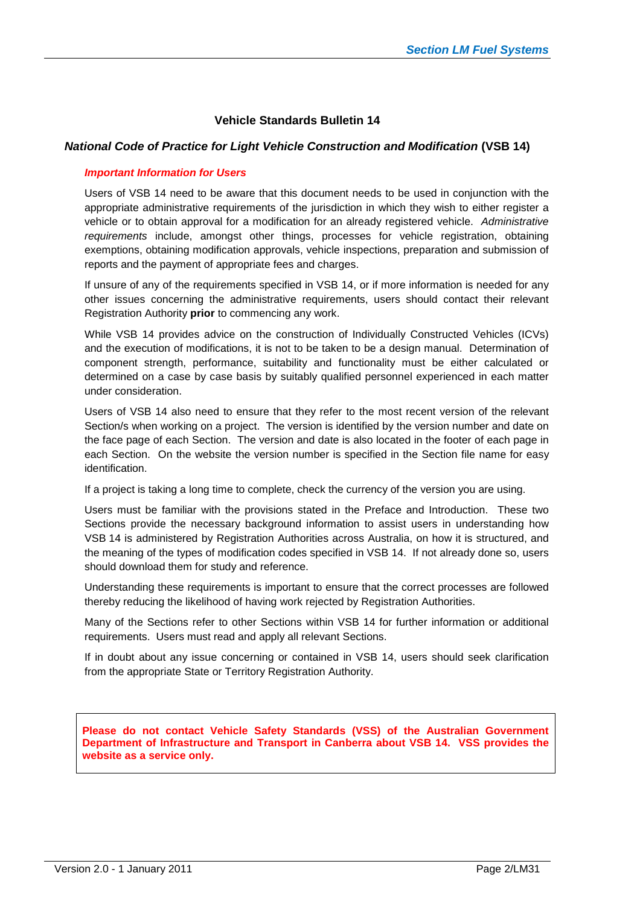## Vehicle Standards Bulletin 14

### *National Code of Practice for Light Vehicle Construction and Modification* (VSB 14)

*Important Information for Users*

Users of VSB 14 need to be aware that this document needs to be used in conjunction with the appropriate administrative requirements of the jurisdiction in which they wish to either register a vehicle or to obtain approval for a modification for an already registered vehicle. *Administrative requirements* include, amongst other things, processes for vehicle registration, obtaining exemptions, obtaining modification approvals, vehicle inspections, preparation and submission of reports and the payment of appropriate fees and charges.

If unsure of any of the requirements specified in VSB 14, or if more information is needed for any other issues concerning the administrative requirements, users should contact their relevant Registration Authority **prior** to commencing any work.

While VSB 14 provides advice on the construction of Individually Constructed Vehicles (ICVs) and the execution of modifications, it is not to be taken to be a design manual. Determination of component strength, performance, suitability and functionality must be either calculated or determined on a case by case basis by suitably qualified personnel experienced in each matter under consideration.

Users of VSB 14 also need to ensure that they refer to the most recent version of the relevant Section/s when working on a project. The version is identified by the version number and date on the face page of each Section. The version and date is also located in the footer of each page in each Section. On the website the version number is specified in the Section file name for easy identification.

If a project is taking a long time to complete, check the currency of the version you are using.

Users must be familiar with the provisions stated in the Preface and Introduction. These two Sections provide the necessary background information to assist users in understanding how VSB 14 is administered by Registration Authorities across Australia, on how it is structured, and the meaning of the types of modification codes specified in VSB 14. If not already done so, users should download them for study and reference.

Understanding these requirements is important to ensure that the correct processes are followed thereby reducing the likelihood of having work rejected by Registration Authorities.

Many of the Sections refer to other Sections within VSB 14 for further information or additional requirements. Users must read and apply all relevant Sections.

If in doubt about any issue concerning or contained in VSB 14, users should seek clarification from the appropriate State or Territory Registration Authority.

**Please do not contact Vehicle Safety Standards (VSS) of the Australian Government Department of Infrastructure and Transport in Canberra about VSB 14. VSS provides the website as a service only.**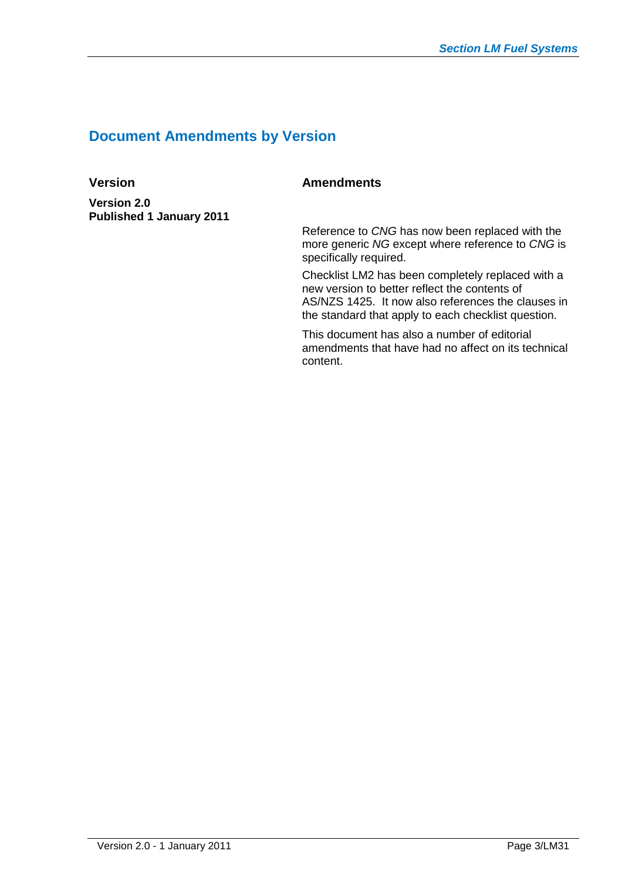## Document Amendments by Version

| Version | Amendments |
| --- | --- |
| **Version 2.0**<br>**Published 1 January 2011** | Reference to *CNG* has now been replaced with the more generic *NG* except where reference to *CNG* is specifically required.<br><br>Checklist LM2 has been completely replaced with a new version to better reflect the contents of AS/NZS 1425. It now also references the clauses in the standard that apply to each checklist question.<br><br>This document has also a number of editorial amendments that have had no affect on its technical content. |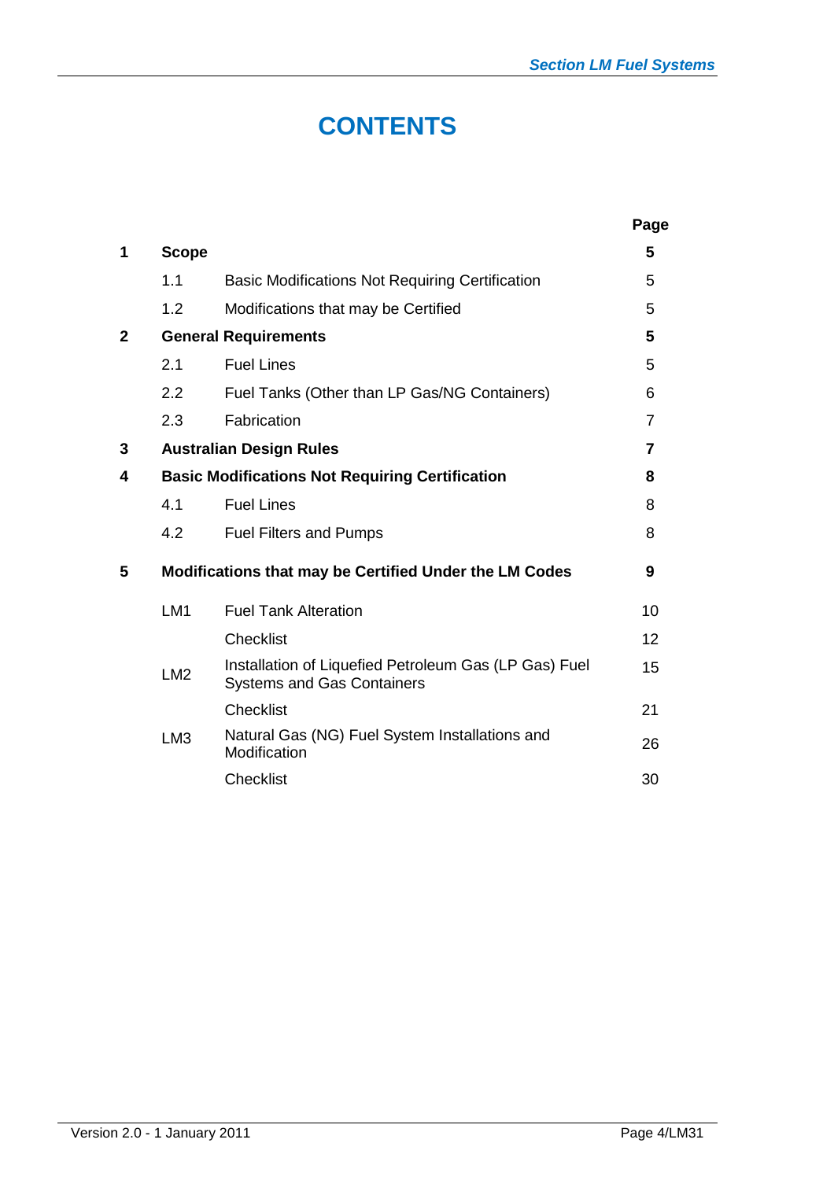# CONTENTS

| | | | Page |
|---|---|---|---|
| **1** | **Scope** | | **5** |
| | 1.1 | Basic Modifications Not Requiring Certification | 5 |
| | 1.2 | Modifications that may be Certified | 5 |
| **2** | **General Requirements** | | **5** |
| | 2.1 | Fuel Lines | 5 |
| | 2.2 | Fuel Tanks (Other than LP Gas/NG Containers) | 6 |
| | 2.3 | Fabrication | 7 |
| **3** | **Australian Design Rules** | | **7** |
| **4** | **Basic Modifications Not Requiring Certification** | | **8** |
| | 4.1 | Fuel Lines | 8 |
| | 4.2 | Fuel Filters and Pumps | 8 |
| **5** | **Modifications that may be Certified Under the LM Codes** | | **9** |
| | LM1 | Fuel Tank Alteration | 10 |
| | | Checklist | 12 |
| | LM2 | Installation of Liquefied Petroleum Gas (LP Gas) Fuel Systems and Gas Containers | 15 |
| | | Checklist | 21 |
| | LM3 | Natural Gas (NG) Fuel System Installations and Modification | 26 |
| | | Checklist | 30 |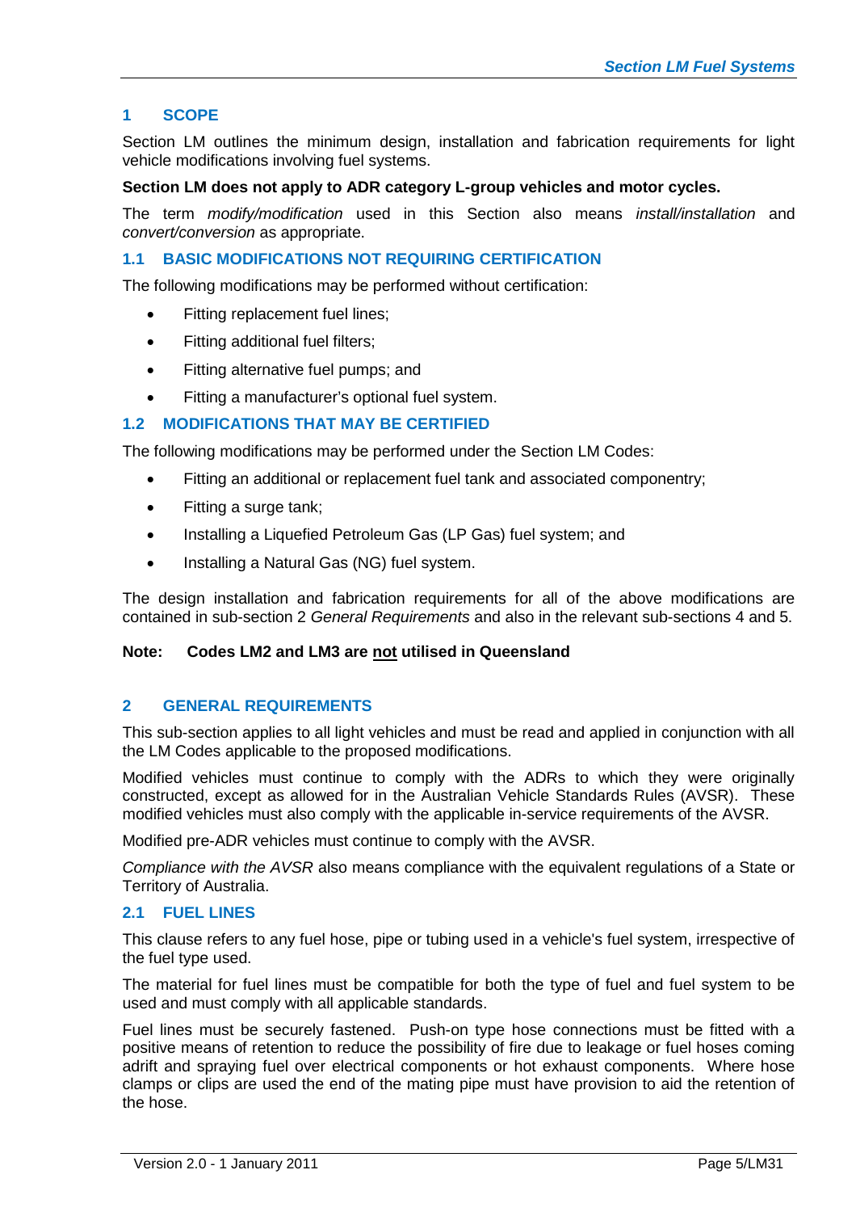# 1 SCOPE

Section LM outlines the minimum design, installation and fabrication requirements for light vehicle modifications involving fuel systems.

**Section LM does not apply to ADR category L-group vehicles and motor cycles.**

The term *modify/modification* used in this Section also means *install/installation* and *convert/conversion* as appropriate.

## 1.1 BASIC MODIFICATIONS NOT REQUIRING CERTIFICATION

The following modifications may be performed without certification:

- Fitting replacement fuel lines;
- Fitting additional fuel filters;
- Fitting alternative fuel pumps; and
- Fitting a manufacturer's optional fuel system.

## 1.2 MODIFICATIONS THAT MAY BE CERTIFIED

The following modifications may be performed under the Section LM Codes:

- Fitting an additional or replacement fuel tank and associated componentry;
- Fitting a surge tank;
- Installing a Liquefied Petroleum Gas (LP Gas) fuel system; and
- Installing a Natural Gas (NG) fuel system.

The design installation and fabrication requirements for all of the above modifications are contained in sub-section 2 *General Requirements* and also in the relevant sub-sections 4 and 5.

**Note: Codes LM2 and LM3 are <u>not</u> utilised in Queensland**

# 2 GENERAL REQUIREMENTS

This sub-section applies to all light vehicles and must be read and applied in conjunction with all the LM Codes applicable to the proposed modifications.

Modified vehicles must continue to comply with the ADRs to which they were originally constructed, except as allowed for in the Australian Vehicle Standards Rules (AVSR). These modified vehicles must also comply with the applicable in-service requirements of the AVSR.

Modified pre-ADR vehicles must continue to comply with the AVSR.

*Compliance with the AVSR* also means compliance with the equivalent regulations of a State or Territory of Australia.

## 2.1 FUEL LINES

This clause refers to any fuel hose, pipe or tubing used in a vehicle's fuel system, irrespective of the fuel type used.

The material for fuel lines must be compatible for both the type of fuel and fuel system to be used and must comply with all applicable standards.

Fuel lines must be securely fastened. Push-on type hose connections must be fitted with a positive means of retention to reduce the possibility of fire due to leakage or fuel hoses coming adrift and spraying fuel over electrical components or hot exhaust components. Where hose clamps or clips are used the end of the mating pipe must have provision to aid the retention of the hose.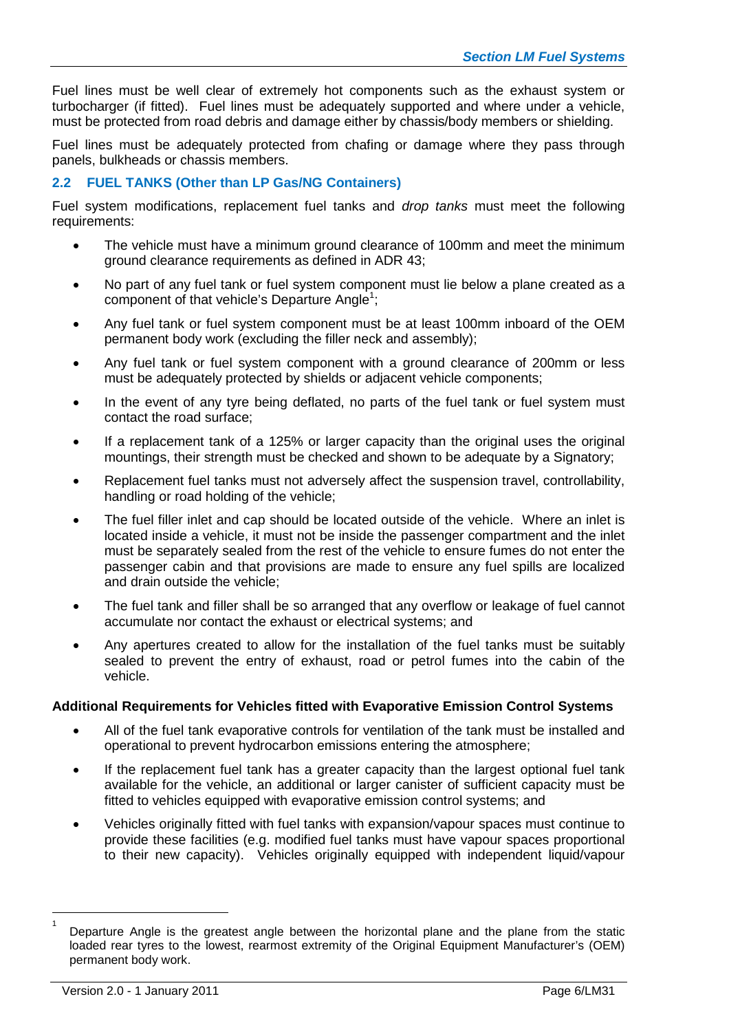Fuel lines must be well clear of extremely hot components such as the exhaust system or turbocharger (if fitted). Fuel lines must be adequately supported and where under a vehicle, must be protected from road debris and damage either by chassis/body members or shielding.

Fuel lines must be adequately protected from chafing or damage where they pass through panels, bulkheads or chassis members.

## 2.2 FUEL TANKS (Other than LP Gas/NG Containers)

Fuel system modifications, replacement fuel tanks and *drop tanks* must meet the following requirements:

- The vehicle must have a minimum ground clearance of 100mm and meet the minimum ground clearance requirements as defined in ADR 43;
- No part of any fuel tank or fuel system component must lie below a plane created as a component of that vehicle's Departure Angle[1];
- Any fuel tank or fuel system component must be at least 100mm inboard of the OEM permanent body work (excluding the filler neck and assembly);
- Any fuel tank or fuel system component with a ground clearance of 200mm or less must be adequately protected by shields or adjacent vehicle components;
- In the event of any tyre being deflated, no parts of the fuel tank or fuel system must contact the road surface;
- If a replacement tank of a 125% or larger capacity than the original uses the original mountings, their strength must be checked and shown to be adequate by a Signatory;
- Replacement fuel tanks must not adversely affect the suspension travel, controllability, handling or road holding of the vehicle;
- The fuel filler inlet and cap should be located outside of the vehicle. Where an inlet is located inside a vehicle, it must not be inside the passenger compartment and the inlet must be separately sealed from the rest of the vehicle to ensure fumes do not enter the passenger cabin and that provisions are made to ensure any fuel spills are localized and drain outside the vehicle;
- The fuel tank and filler shall be so arranged that any overflow or leakage of fuel cannot accumulate nor contact the exhaust or electrical systems; and
- Any apertures created to allow for the installation of the fuel tanks must be suitably sealed to prevent the entry of exhaust, road or petrol fumes into the cabin of the vehicle.

**Additional Requirements for Vehicles fitted with Evaporative Emission Control Systems**

- All of the fuel tank evaporative controls for ventilation of the tank must be installed and operational to prevent hydrocarbon emissions entering the atmosphere;
- If the replacement fuel tank has a greater capacity than the largest optional fuel tank available for the vehicle, an additional or larger canister of sufficient capacity must be fitted to vehicles equipped with evaporative emission control systems; and
- Vehicles originally fitted with fuel tanks with expansion/vapour spaces must continue to provide these facilities (e.g. modified fuel tanks must have vapour spaces proportional to their new capacity). Vehicles originally equipped with independent liquid/vapour

---

[1] Departure Angle is the greatest angle between the horizontal plane and the plane from the static loaded rear tyres to the lowest, rearmost extremity of the Original Equipment Manufacturer's (OEM) permanent body work.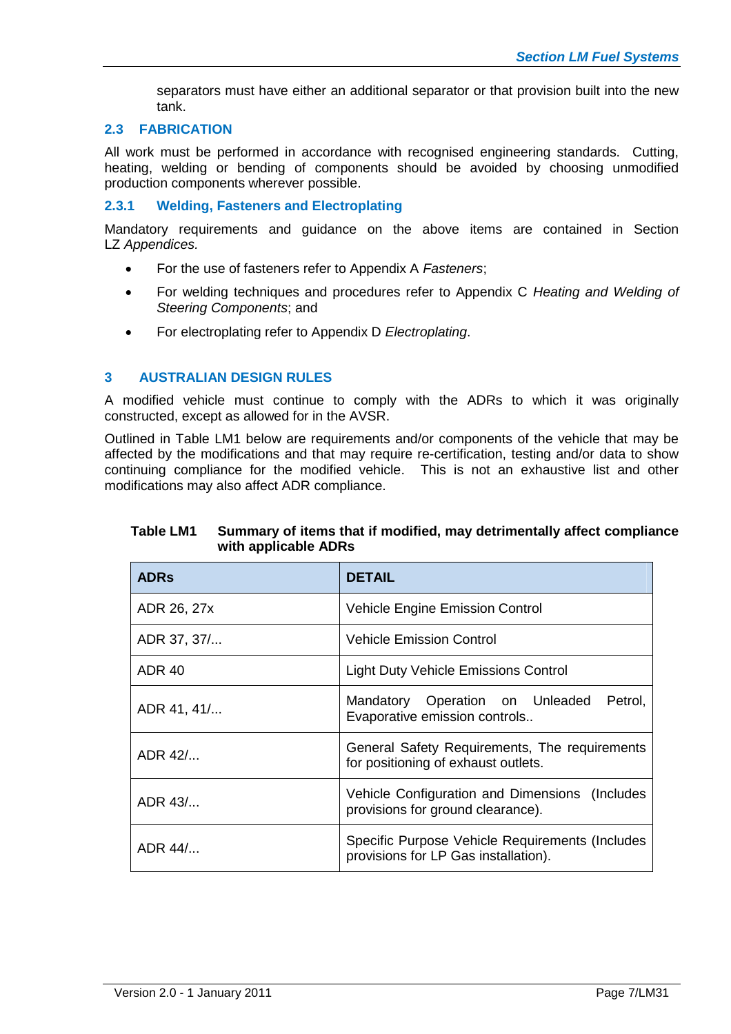separators must have either an additional separator or that provision built into the new tank.

## 2.3 FABRICATION

All work must be performed in accordance with recognised engineering standards. Cutting, heating, welding or bending of components should be avoided by choosing unmodified production components wherever possible.

### 2.3.1 Welding, Fasteners and Electroplating

Mandatory requirements and guidance on the above items are contained in Section LZ *Appendices.*

- For the use of fasteners refer to Appendix A *Fasteners*;
- For welding techniques and procedures refer to Appendix C *Heating and Welding of Steering Components*; and
- For electroplating refer to Appendix D *Electroplating*.

# 3 AUSTRALIAN DESIGN RULES

A modified vehicle must continue to comply with the ADRs to which it was originally constructed, except as allowed for in the AVSR.

Outlined in Table LM1 below are requirements and/or components of the vehicle that may be affected by the modifications and that may require re-certification, testing and/or data to show continuing compliance for the modified vehicle. This is not an exhaustive list and other modifications may also affect ADR compliance.

**Table LM1 Summary of items that if modified, may detrimentally affect compliance with applicable ADRs**

| ADRs | DETAIL |
|---|---|
| ADR 26, 27x | Vehicle Engine Emission Control |
| ADR 37, 37/... | Vehicle Emission Control |
| ADR 40 | Light Duty Vehicle Emissions Control |
| ADR 41, 41/... | Mandatory Operation on Unleaded Petrol, Evaporative emission controls.. |
| ADR 42/... | General Safety Requirements, The requirements for positioning of exhaust outlets. |
| ADR 43/... | Vehicle Configuration and Dimensions (Includes provisions for ground clearance). |
| ADR 44/... | Specific Purpose Vehicle Requirements (Includes provisions for LP Gas installation). |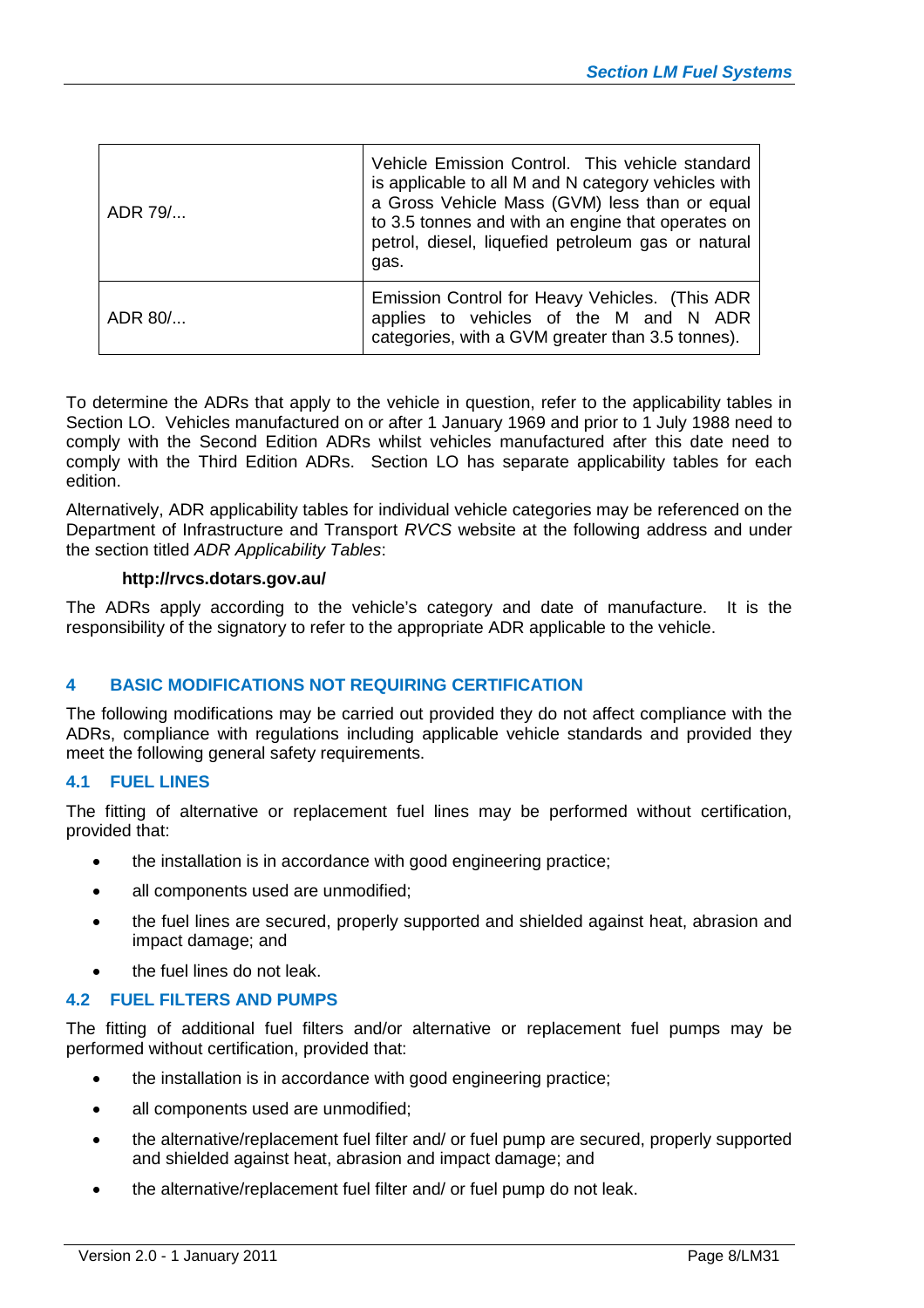| | |
|---|---|
| ADR 79/... | Vehicle Emission Control. This vehicle standard is applicable to all M and N category vehicles with a Gross Vehicle Mass (GVM) less than or equal to 3.5 tonnes and with an engine that operates on petrol, diesel, liquefied petroleum gas or natural gas. |
| ADR 80/... | Emission Control for Heavy Vehicles. (This ADR applies to vehicles of the M and N ADR categories, with a GVM greater than 3.5 tonnes). |

To determine the ADRs that apply to the vehicle in question, refer to the applicability tables in Section LO. Vehicles manufactured on or after 1 January 1969 and prior to 1 July 1988 need to comply with the Second Edition ADRs whilst vehicles manufactured after this date need to comply with the Third Edition ADRs. Section LO has separate applicability tables for each edition.

Alternatively, ADR applicability tables for individual vehicle categories may be referenced on the Department of Infrastructure and Transport *RVCS* website at the following address and under the section titled *ADR Applicability Tables*:

**http://rvcs.dotars.gov.au/**

The ADRs apply according to the vehicle's category and date of manufacture. It is the responsibility of the signatory to refer to the appropriate ADR applicable to the vehicle.

## 4 BASIC MODIFICATIONS NOT REQUIRING CERTIFICATION

The following modifications may be carried out provided they do not affect compliance with the ADRs, compliance with regulations including applicable vehicle standards and provided they meet the following general safety requirements.

### 4.1 FUEL LINES

The fitting of alternative or replacement fuel lines may be performed without certification, provided that:

- the installation is in accordance with good engineering practice;
- all components used are unmodified;
- the fuel lines are secured, properly supported and shielded against heat, abrasion and impact damage; and
- the fuel lines do not leak.

### 4.2 FUEL FILTERS AND PUMPS

The fitting of additional fuel filters and/or alternative or replacement fuel pumps may be performed without certification, provided that:

- the installation is in accordance with good engineering practice;
- all components used are unmodified;
- the alternative/replacement fuel filter and/ or fuel pump are secured, properly supported and shielded against heat, abrasion and impact damage; and
- the alternative/replacement fuel filter and/ or fuel pump do not leak.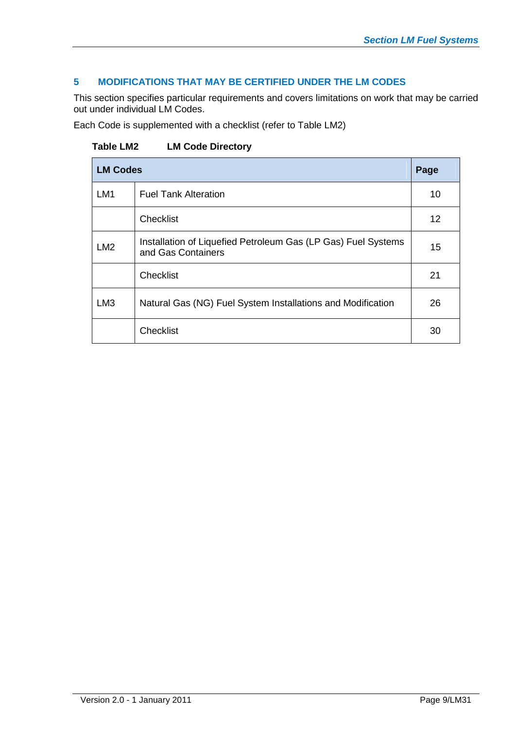## 5 MODIFICATIONS THAT MAY BE CERTIFIED UNDER THE LM CODES

This section specifies particular requirements and covers limitations on work that may be carried out under individual LM Codes.

Each Code is supplemented with a checklist (refer to Table LM2)

**Table LM2 LM Code Directory**

| LM Codes | | Page |
|---|---|---|
| LM1 | Fuel Tank Alteration | 10 |
| | Checklist | 12 |
| LM2 | Installation of Liquefied Petroleum Gas (LP Gas) Fuel Systems and Gas Containers | 15 |
| | Checklist | 21 |
| LM3 | Natural Gas (NG) Fuel System Installations and Modification | 26 |
| | Checklist | 30 |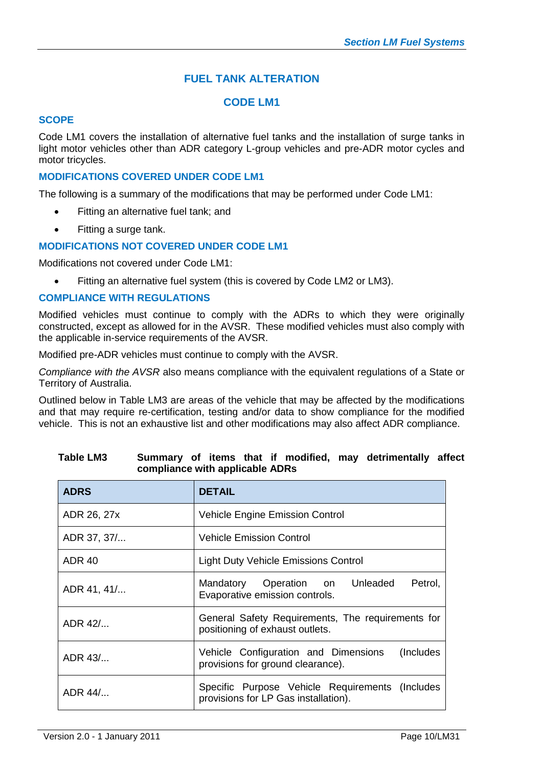# FUEL TANK ALTERATION

## CODE LM1

### SCOPE

Code LM1 covers the installation of alternative fuel tanks and the installation of surge tanks in light motor vehicles other than ADR category L-group vehicles and pre-ADR motor cycles and motor tricycles.

### MODIFICATIONS COVERED UNDER CODE LM1

The following is a summary of the modifications that may be performed under Code LM1:

- Fitting an alternative fuel tank; and
- Fitting a surge tank.

### MODIFICATIONS NOT COVERED UNDER CODE LM1

Modifications not covered under Code LM1:

- Fitting an alternative fuel system (this is covered by Code LM2 or LM3).

### COMPLIANCE WITH REGULATIONS

Modified vehicles must continue to comply with the ADRs to which they were originally constructed, except as allowed for in the AVSR. These modified vehicles must also comply with the applicable in-service requirements of the AVSR.

Modified pre-ADR vehicles must continue to comply with the AVSR.

*Compliance with the AVSR* also means compliance with the equivalent regulations of a State or Territory of Australia.

Outlined below in Table LM3 are areas of the vehicle that may be affected by the modifications and that may require re-certification, testing and/or data to show compliance for the modified vehicle. This is not an exhaustive list and other modifications may also affect ADR compliance.

**Table LM3 Summary of items that if modified, may detrimentally affect compliance with applicable ADRs**

| ADRS | DETAIL |
|---|---|
| ADR 26, 27x | Vehicle Engine Emission Control |
| ADR 37, 37/... | Vehicle Emission Control |
| ADR 40 | Light Duty Vehicle Emissions Control |
| ADR 41, 41/... | Mandatory Operation on Unleaded Petrol, Evaporative emission controls. |
| ADR 42/... | General Safety Requirements, The requirements for positioning of exhaust outlets. |
| ADR 43/... | Vehicle Configuration and Dimensions (Includes provisions for ground clearance). |
| ADR 44/... | Specific Purpose Vehicle Requirements (Includes provisions for LP Gas installation). |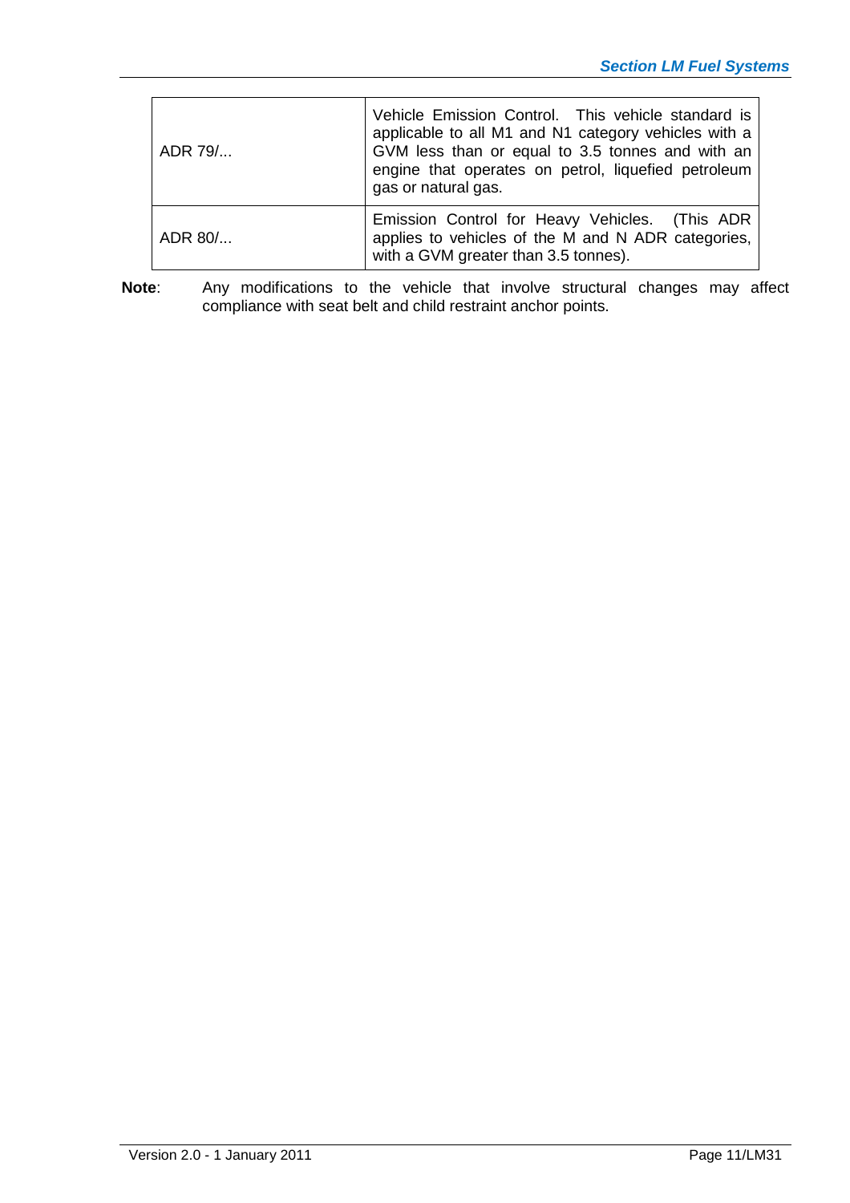| | |
|---|---|
| ADR 79/... | Vehicle Emission Control. This vehicle standard is applicable to all M1 and N1 category vehicles with a GVM less than or equal to 3.5 tonnes and with an engine that operates on petrol, liquefied petroleum gas or natural gas. |
| ADR 80/... | Emission Control for Heavy Vehicles. (This ADR applies to vehicles of the M and N ADR categories, with a GVM greater than 3.5 tonnes). |

**Note**: Any modifications to the vehicle that involve structural changes may affect compliance with seat belt and child restraint anchor points.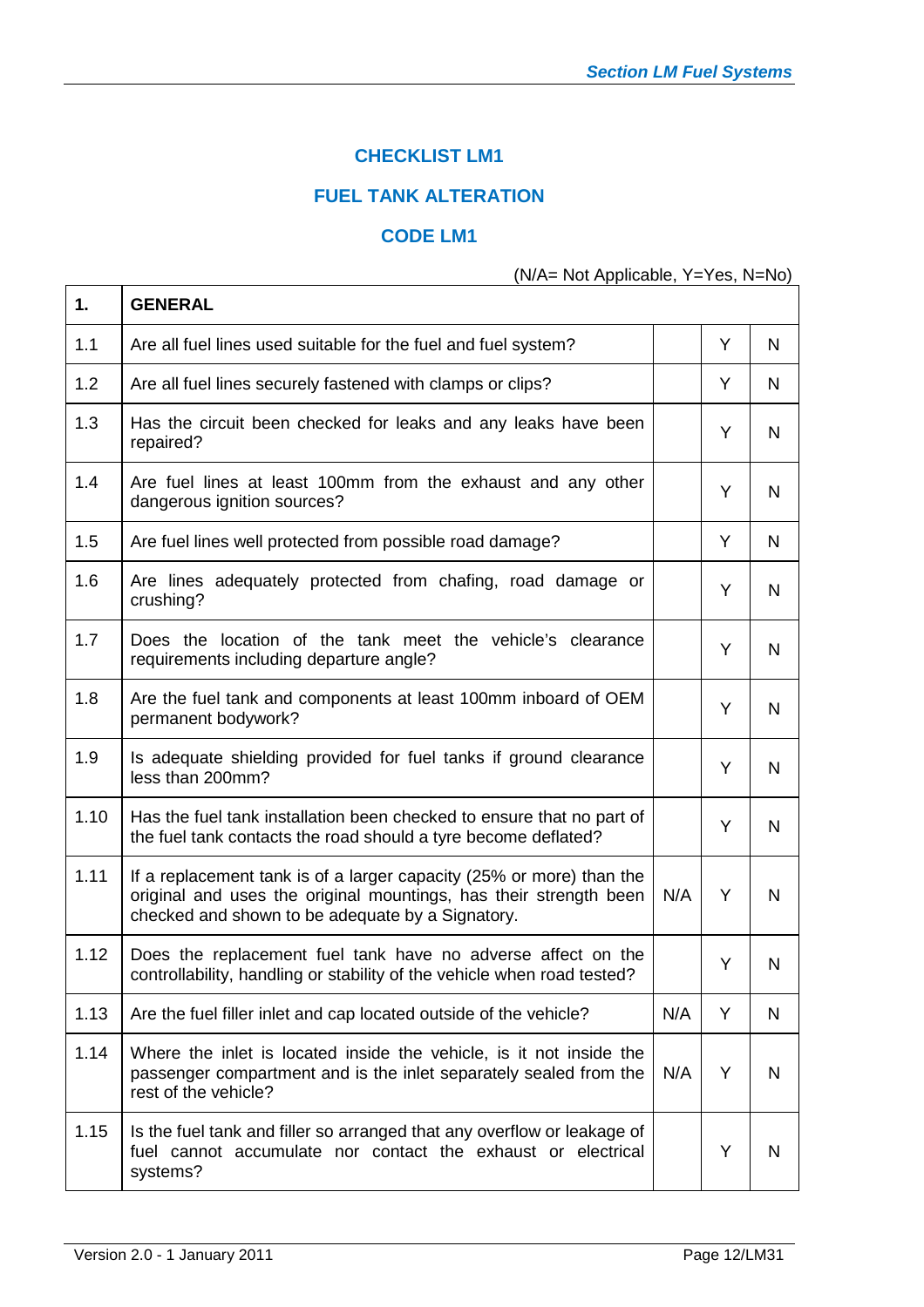## CHECKLIST LM1

## FUEL TANK ALTERATION

## CODE LM1

(N/A= Not Applicable, Y=Yes, N=No)

| **1.** | **GENERAL** | | | |
|---|---|---|---|---|
| 1.1 | Are all fuel lines used suitable for the fuel and fuel system? | | Y | N |
| 1.2 | Are all fuel lines securely fastened with clamps or clips? | | Y | N |
| 1.3 | Has the circuit been checked for leaks and any leaks have been repaired? | | Y | N |
| 1.4 | Are fuel lines at least 100mm from the exhaust and any other dangerous ignition sources? | | Y | N |
| 1.5 | Are fuel lines well protected from possible road damage? | | Y | N |
| 1.6 | Are lines adequately protected from chafing, road damage or crushing? | | Y | N |
| 1.7 | Does the location of the tank meet the vehicle's clearance requirements including departure angle? | | Y | N |
| 1.8 | Are the fuel tank and components at least 100mm inboard of OEM permanent bodywork? | | Y | N |
| 1.9 | Is adequate shielding provided for fuel tanks if ground clearance less than 200mm? | | Y | N |
| 1.10 | Has the fuel tank installation been checked to ensure that no part of the fuel tank contacts the road should a tyre become deflated? | | Y | N |
| 1.11 | If a replacement tank is of a larger capacity (25% or more) than the original and uses the original mountings, has their strength been checked and shown to be adequate by a Signatory. | N/A | Y | N |
| 1.12 | Does the replacement fuel tank have no adverse affect on the controllability, handling or stability of the vehicle when road tested? | | Y | N |
| 1.13 | Are the fuel filler inlet and cap located outside of the vehicle? | N/A | Y | N |
| 1.14 | Where the inlet is located inside the vehicle, is it not inside the passenger compartment and is the inlet separately sealed from the rest of the vehicle? | N/A | Y | N |
| 1.15 | Is the fuel tank and filler so arranged that any overflow or leakage of fuel cannot accumulate nor contact the exhaust or electrical systems? | | Y | N |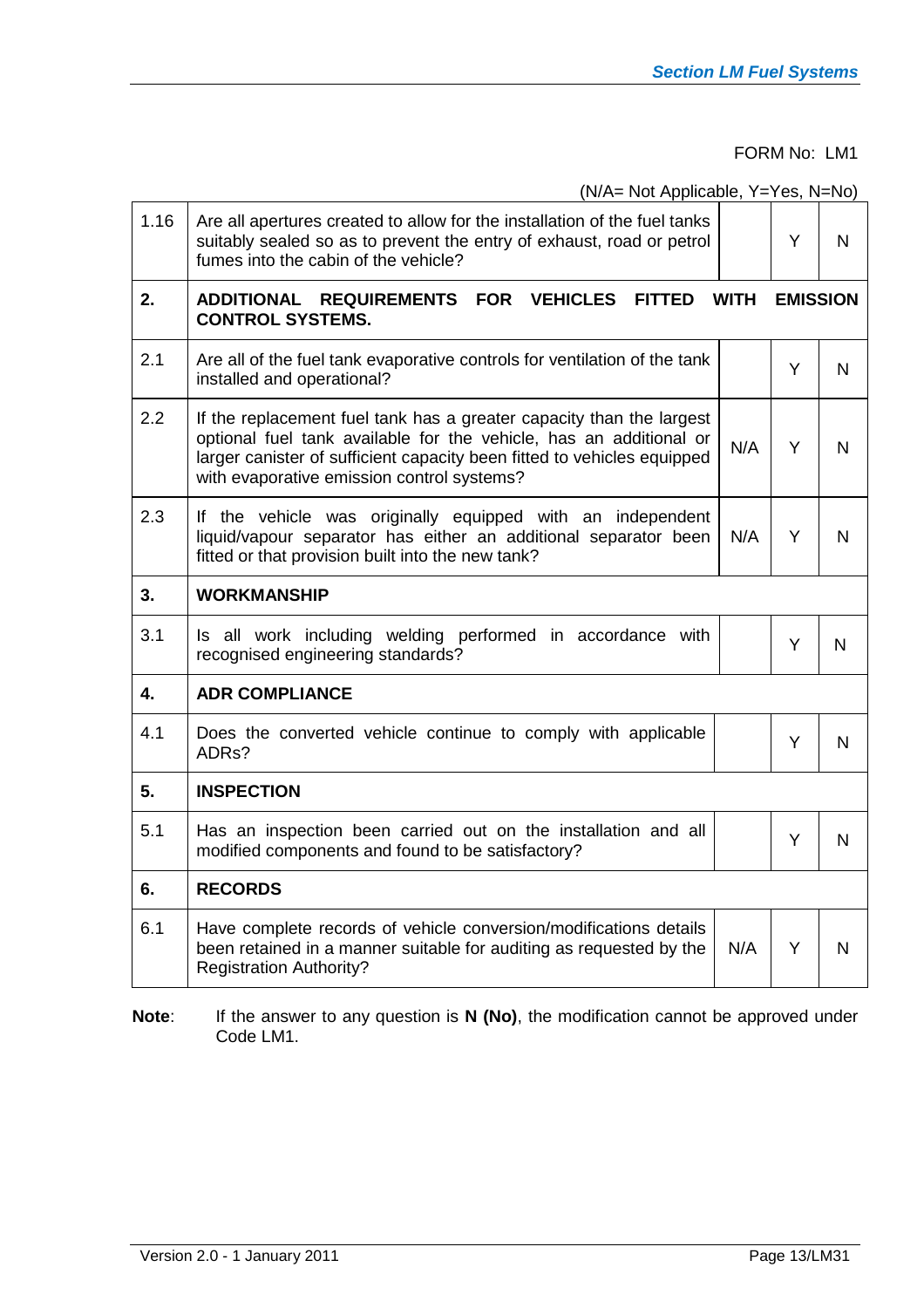FORM No: LM1

(N/A= Not Applicable, Y=Yes, N=No)

| | | | | |
|---|---|---|---|---|
| 1.16 | Are all apertures created to allow for the installation of the fuel tanks suitably sealed so as to prevent the entry of exhaust, road or petrol fumes into the cabin of the vehicle? | | Y | N |
| **2.** | **ADDITIONAL REQUIREMENTS FOR VEHICLES FITTED WITH EMISSION CONTROL SYSTEMS.** | | | |
| 2.1 | Are all of the fuel tank evaporative controls for ventilation of the tank installed and operational? | | Y | N |
| 2.2 | If the replacement fuel tank has a greater capacity than the largest optional fuel tank available for the vehicle, has an additional or larger canister of sufficient capacity been fitted to vehicles equipped with evaporative emission control systems? | N/A | Y | N |
| 2.3 | If the vehicle was originally equipped with an independent liquid/vapour separator has either an additional separator been fitted or that provision built into the new tank? | N/A | Y | N |
| **3.** | **WORKMANSHIP** | | | |
| 3.1 | Is all work including welding performed in accordance with recognised engineering standards? | | Y | N |
| **4.** | **ADR COMPLIANCE** | | | |
| 4.1 | Does the converted vehicle continue to comply with applicable ADRs? | | Y | N |
| **5.** | **INSPECTION** | | | |
| 5.1 | Has an inspection been carried out on the installation and all modified components and found to be satisfactory? | | Y | N |
| **6.** | **RECORDS** | | | |
| 6.1 | Have complete records of vehicle conversion/modifications details been retained in a manner suitable for auditing as requested by the Registration Authority? | N/A | Y | N |

**Note**: If the answer to any question is **N (No)**, the modification cannot be approved under Code LM1.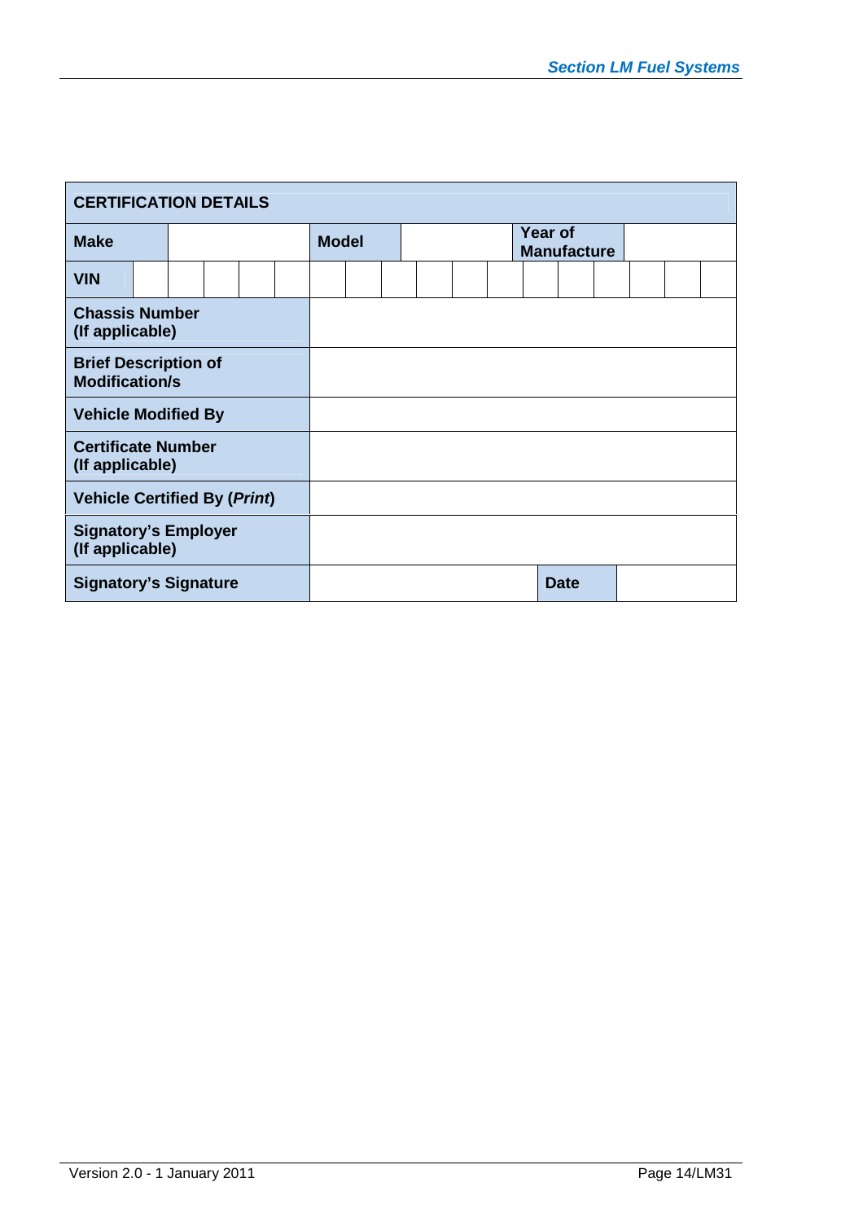| CERTIFICATION DETAILS | | | | | |
|---|---|---|---|---|---|
| **Make** | | **Model** | | **Year of Manufacture** | |
| **VIN** | | | | | |
| **Chassis Number (If applicable)** | | | | | |
| **Brief Description of Modification/s** | | | | | |
| **Vehicle Modified By** | | | | | |
| **Certificate Number (If applicable)** | | | | | |
| **Vehicle Certified By (*Print*)** | | | | | |
| **Signatory's Employer (If applicable)** | | | | | |
| **Signatory's Signature** | | | | **Date** | |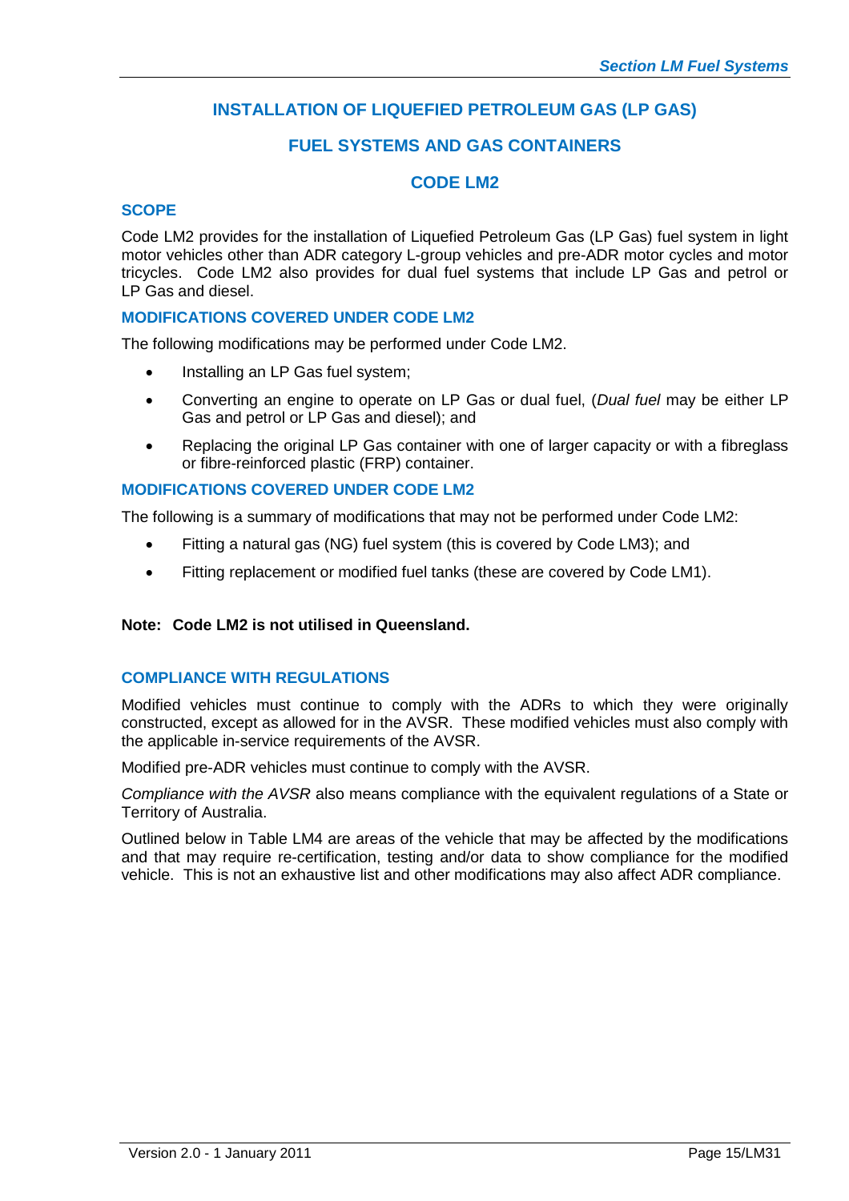# INSTALLATION OF LIQUEFIED PETROLEUM GAS (LP GAS)

# FUEL SYSTEMS AND GAS CONTAINERS

# CODE LM2

## SCOPE

Code LM2 provides for the installation of Liquefied Petroleum Gas (LP Gas) fuel system in light motor vehicles other than ADR category L-group vehicles and pre-ADR motor cycles and motor tricycles. Code LM2 also provides for dual fuel systems that include LP Gas and petrol or LP Gas and diesel.

## MODIFICATIONS COVERED UNDER CODE LM2

The following modifications may be performed under Code LM2.

- Installing an LP Gas fuel system;
- Converting an engine to operate on LP Gas or dual fuel, (*Dual fuel* may be either LP Gas and petrol or LP Gas and diesel); and
- Replacing the original LP Gas container with one of larger capacity or with a fibreglass or fibre-reinforced plastic (FRP) container.

## MODIFICATIONS COVERED UNDER CODE LM2

The following is a summary of modifications that may not be performed under Code LM2:

- Fitting a natural gas (NG) fuel system (this is covered by Code LM3); and
- Fitting replacement or modified fuel tanks (these are covered by Code LM1).

**Note: Code LM2 is not utilised in Queensland.**

## COMPLIANCE WITH REGULATIONS

Modified vehicles must continue to comply with the ADRs to which they were originally constructed, except as allowed for in the AVSR. These modified vehicles must also comply with the applicable in-service requirements of the AVSR.

Modified pre-ADR vehicles must continue to comply with the AVSR.

*Compliance with the AVSR* also means compliance with the equivalent regulations of a State or Territory of Australia.

Outlined below in Table LM4 are areas of the vehicle that may be affected by the modifications and that may require re-certification, testing and/or data to show compliance for the modified vehicle. This is not an exhaustive list and other modifications may also affect ADR compliance.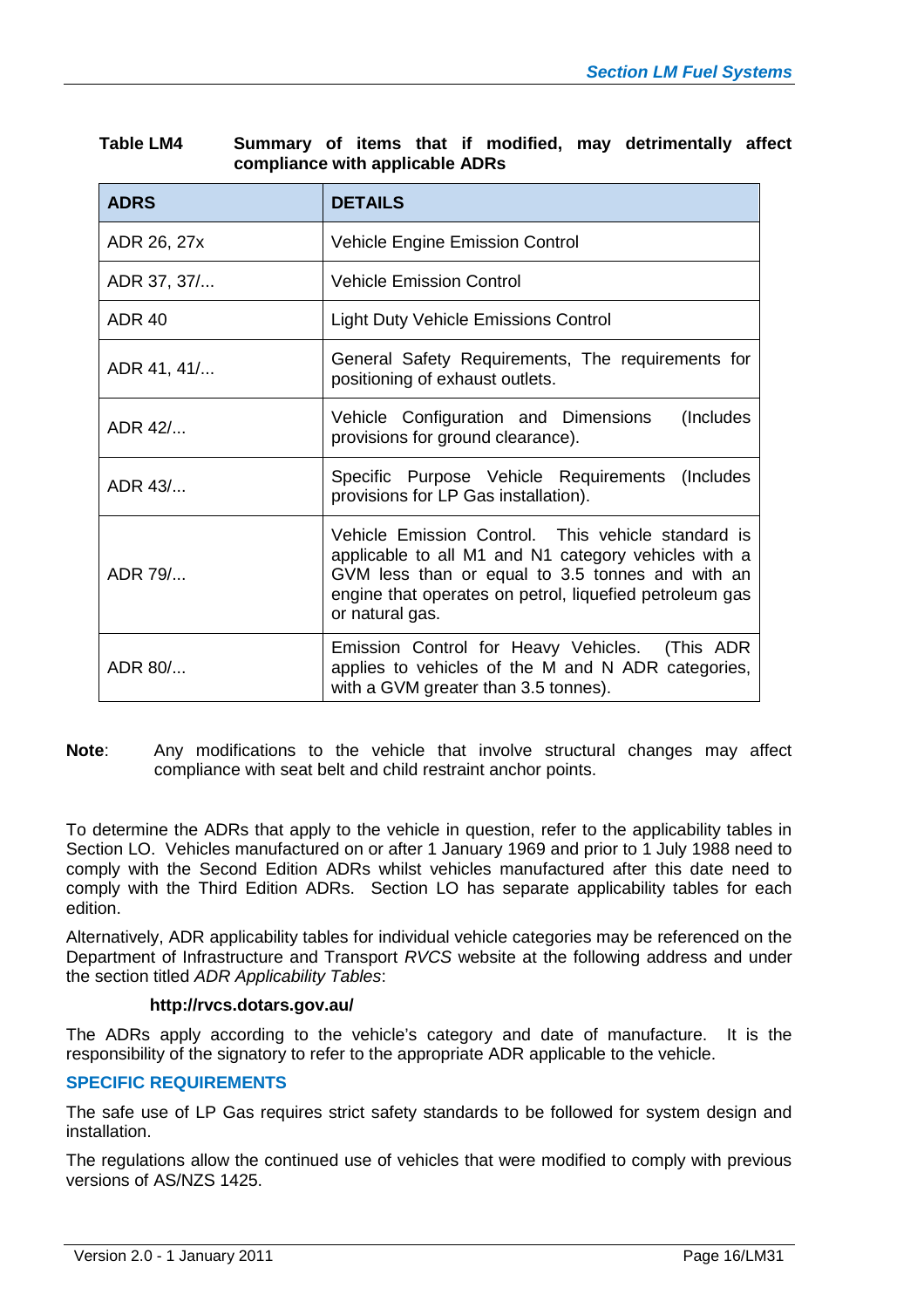**Table LM4 Summary of items that if modified, may detrimentally affect compliance with applicable ADRs**

| ADRS | DETAILS |
|---|---|
| ADR 26, 27x | Vehicle Engine Emission Control |
| ADR 37, 37/... | Vehicle Emission Control |
| ADR 40 | Light Duty Vehicle Emissions Control |
| ADR 41, 41/... | General Safety Requirements, The requirements for positioning of exhaust outlets. |
| ADR 42/... | Vehicle Configuration and Dimensions (Includes provisions for ground clearance). |
| ADR 43/... | Specific Purpose Vehicle Requirements (Includes provisions for LP Gas installation). |
| ADR 79/... | Vehicle Emission Control. This vehicle standard is applicable to all M1 and N1 category vehicles with a GVM less than or equal to 3.5 tonnes and with an engine that operates on petrol, liquefied petroleum gas or natural gas. |
| ADR 80/... | Emission Control for Heavy Vehicles. (This ADR applies to vehicles of the M and N ADR categories, with a GVM greater than 3.5 tonnes). |

**Note**: Any modifications to the vehicle that involve structural changes may affect compliance with seat belt and child restraint anchor points.

To determine the ADRs that apply to the vehicle in question, refer to the applicability tables in Section LO. Vehicles manufactured on or after 1 January 1969 and prior to 1 July 1988 need to comply with the Second Edition ADRs whilst vehicles manufactured after this date need to comply with the Third Edition ADRs. Section LO has separate applicability tables for each edition.

Alternatively, ADR applicability tables for individual vehicle categories may be referenced on the Department of Infrastructure and Transport *RVCS* website at the following address and under the section titled *ADR Applicability Tables*:

**http://rvcs.dotars.gov.au/**

The ADRs apply according to the vehicle's category and date of manufacture. It is the responsibility of the signatory to refer to the appropriate ADR applicable to the vehicle.

## SPECIFIC REQUIREMENTS

The safe use of LP Gas requires strict safety standards to be followed for system design and installation.

The regulations allow the continued use of vehicles that were modified to comply with previous versions of AS/NZS 1425.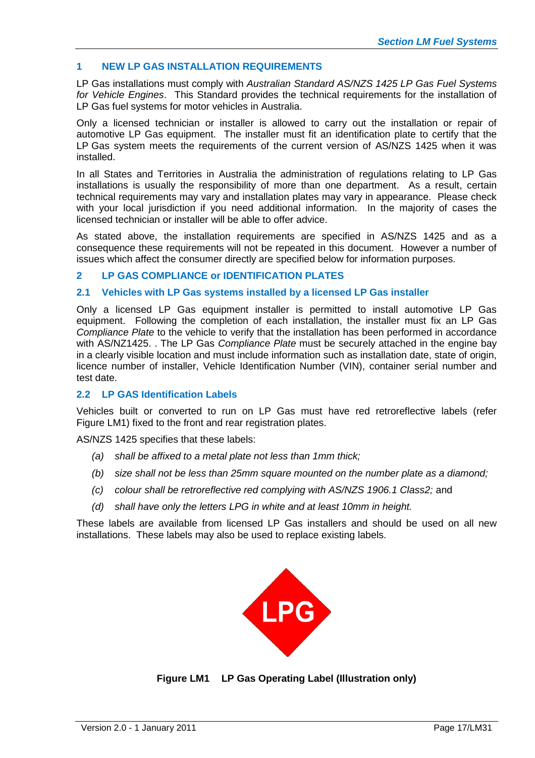## 1 NEW LP GAS INSTALLATION REQUIREMENTS

LP Gas installations must comply with *Australian Standard AS/NZS 1425 LP Gas Fuel Systems for Vehicle Engines*. This Standard provides the technical requirements for the installation of LP Gas fuel systems for motor vehicles in Australia.

Only a licensed technician or installer is allowed to carry out the installation or repair of automotive LP Gas equipment. The installer must fit an identification plate to certify that the LP Gas system meets the requirements of the current version of AS/NZS 1425 when it was installed.

In all States and Territories in Australia the administration of regulations relating to LP Gas installations is usually the responsibility of more than one department. As a result, certain technical requirements may vary and installation plates may vary in appearance. Please check with your local jurisdiction if you need additional information. In the majority of cases the licensed technician or installer will be able to offer advice.

As stated above, the installation requirements are specified in AS/NZS 1425 and as a consequence these requirements will not be repeated in this document. However a number of issues which affect the consumer directly are specified below for information purposes.

## 2 LP GAS COMPLIANCE or IDENTIFICATION PLATES

### 2.1 Vehicles with LP Gas systems installed by a licensed LP Gas installer

Only a licensed LP Gas equipment installer is permitted to install automotive LP Gas equipment. Following the completion of each installation, the installer must fix an LP Gas *Compliance Plate* to the vehicle to verify that the installation has been performed in accordance with AS/NZ1425. . The LP Gas *Compliance Plate* must be securely attached in the engine bay in a clearly visible location and must include information such as installation date, state of origin, licence number of installer, Vehicle Identification Number (VIN), container serial number and test date.

### 2.2 LP GAS Identification Labels

Vehicles built or converted to run on LP Gas must have red retroreflective labels (refer Figure LM1) fixed to the front and rear registration plates.

AS/NZS 1425 specifies that these labels:

(a) *shall be affixed to a metal plate not less than 1mm thick;*

(b) *size shall not be less than 25mm square mounted on the number plate as a diamond;*

(c) *colour shall be retroreflective red complying with AS/NZS 1906.1 Class2;* and

(d) *shall have only the letters LPG in white and at least 10mm in height.*

These labels are available from licensed LP Gas installers and should be used on all new installations. These labels may also be used to replace existing labels.

LPG

**Figure LM1 LP Gas Operating Label (Illustration only)**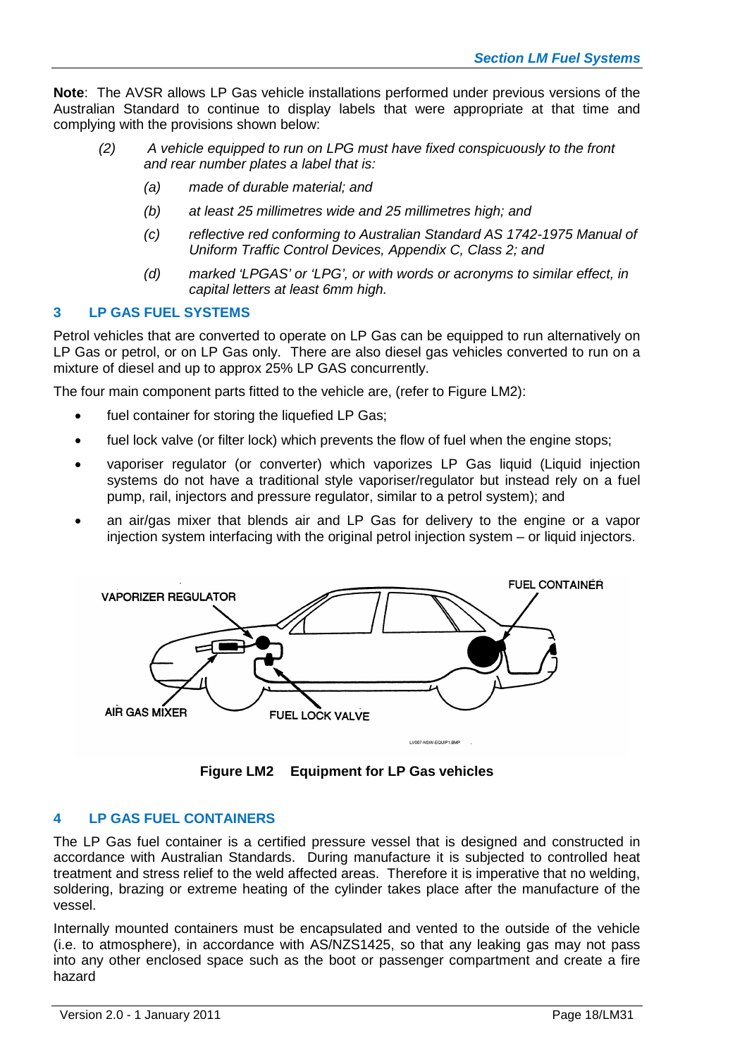**Note**: The AVSR allows LP Gas vehicle installations performed under previous versions of the Australian Standard to continue to display labels that were appropriate at that time and complying with the provisions shown below:

> *(2) A vehicle equipped to run on LPG must have fixed conspicuously to the front and rear number plates a label that is:*
>
> *(a) made of durable material; and*
>
> *(b) at least 25 millimetres wide and 25 millimetres high; and*
>
> *(c) reflective red conforming to Australian Standard AS 1742-1975 Manual of Uniform Traffic Control Devices, Appendix C, Class 2; and*
>
> *(d) marked 'LPGAS' or 'LPG', or with words or acronyms to similar effect, in capital letters at least 6mm high.*

## 3 LP GAS FUEL SYSTEMS

Petrol vehicles that are converted to operate on LP Gas can be equipped to run alternatively on LP Gas or petrol, or on LP Gas only. There are also diesel gas vehicles converted to run on a mixture of diesel and up to approx 25% LP GAS concurrently.

The four main component parts fitted to the vehicle are, (refer to Figure LM2):

- fuel container for storing the liquefied LP Gas;
- fuel lock valve (or filter lock) which prevents the flow of fuel when the engine stops;
- vaporiser regulator (or converter) which vaporizes LP Gas liquid (Liquid injection systems do not have a traditional style vaporiser/regulator but instead rely on a fuel pump, rail, injectors and pressure regulator, similar to a petrol system); and
- an air/gas mixer that blends air and LP Gas for delivery to the engine or a vapor injection system interfacing with the original petrol injection system – or liquid injectors.

VAPORIZER REGULATOR

FUEL CONTAINER

AIR GAS MIXER

FUEL LOCK VALVE

**Figure LM2 Equipment for LP Gas vehicles**

## 4 LP GAS FUEL CONTAINERS

The LP Gas fuel container is a certified pressure vessel that is designed and constructed in accordance with Australian Standards. During manufacture it is subjected to controlled heat treatment and stress relief to the weld affected areas. Therefore it is imperative that no welding, soldering, brazing or extreme heating of the cylinder takes place after the manufacture of the vessel.

Internally mounted containers must be encapsulated and vented to the outside of the vehicle (i.e. to atmosphere), in accordance with AS/NZS1425, so that any leaking gas may not pass into any other enclosed space such as the boot or passenger compartment and create a fire hazard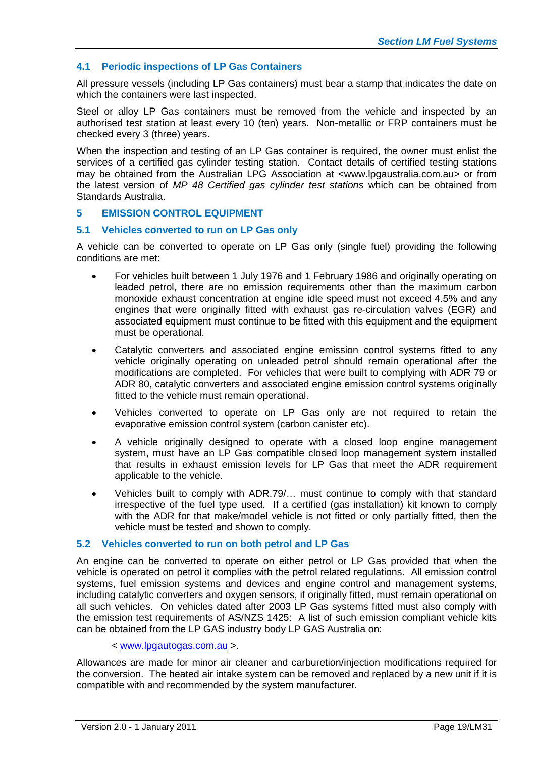### 4.1 Periodic inspections of LP Gas Containers

All pressure vessels (including LP Gas containers) must bear a stamp that indicates the date on which the containers were last inspected.

Steel or alloy LP Gas containers must be removed from the vehicle and inspected by an authorised test station at least every 10 (ten) years. Non-metallic or FRP containers must be checked every 3 (three) years.

When the inspection and testing of an LP Gas container is required, the owner must enlist the services of a certified gas cylinder testing station. Contact details of certified testing stations may be obtained from the Australian LPG Association at <www.lpgaustralia.com.au> or from the latest version of *MP 48 Certified gas cylinder test stations* which can be obtained from Standards Australia.

## 5 EMISSION CONTROL EQUIPMENT

### 5.1 Vehicles converted to run on LP Gas only

A vehicle can be converted to operate on LP Gas only (single fuel) providing the following conditions are met:

- For vehicles built between 1 July 1976 and 1 February 1986 and originally operating on leaded petrol, there are no emission requirements other than the maximum carbon monoxide exhaust concentration at engine idle speed must not exceed 4.5% and any engines that were originally fitted with exhaust gas re-circulation valves (EGR) and associated equipment must continue to be fitted with this equipment and the equipment must be operational.
- Catalytic converters and associated engine emission control systems fitted to any vehicle originally operating on unleaded petrol should remain operational after the modifications are completed. For vehicles that were built to complying with ADR 79 or ADR 80, catalytic converters and associated engine emission control systems originally fitted to the vehicle must remain operational.
- Vehicles converted to operate on LP Gas only are not required to retain the evaporative emission control system (carbon canister etc).
- A vehicle originally designed to operate with a closed loop engine management system, must have an LP Gas compatible closed loop management system installed that results in exhaust emission levels for LP Gas that meet the ADR requirement applicable to the vehicle.
- Vehicles built to comply with ADR.79/… must continue to comply with that standard irrespective of the fuel type used. If a certified (gas installation) kit known to comply with the ADR for that make/model vehicle is not fitted or only partially fitted, then the vehicle must be tested and shown to comply.

### 5.2 Vehicles converted to run on both petrol and LP Gas

An engine can be converted to operate on either petrol or LP Gas provided that when the vehicle is operated on petrol it complies with the petrol related regulations. All emission control systems, fuel emission systems and devices and engine control and management systems, including catalytic converters and oxygen sensors, if originally fitted, must remain operational on all such vehicles. On vehicles dated after 2003 LP Gas systems fitted must also comply with the emission test requirements of AS/NZS 1425: A list of such emission compliant vehicle kits can be obtained from the LP GAS industry body LP GAS Australia on:

< www.lpgautogas.com.au >.

Allowances are made for minor air cleaner and carburetion/injection modifications required for the conversion. The heated air intake system can be removed and replaced by a new unit if it is compatible with and recommended by the system manufacturer.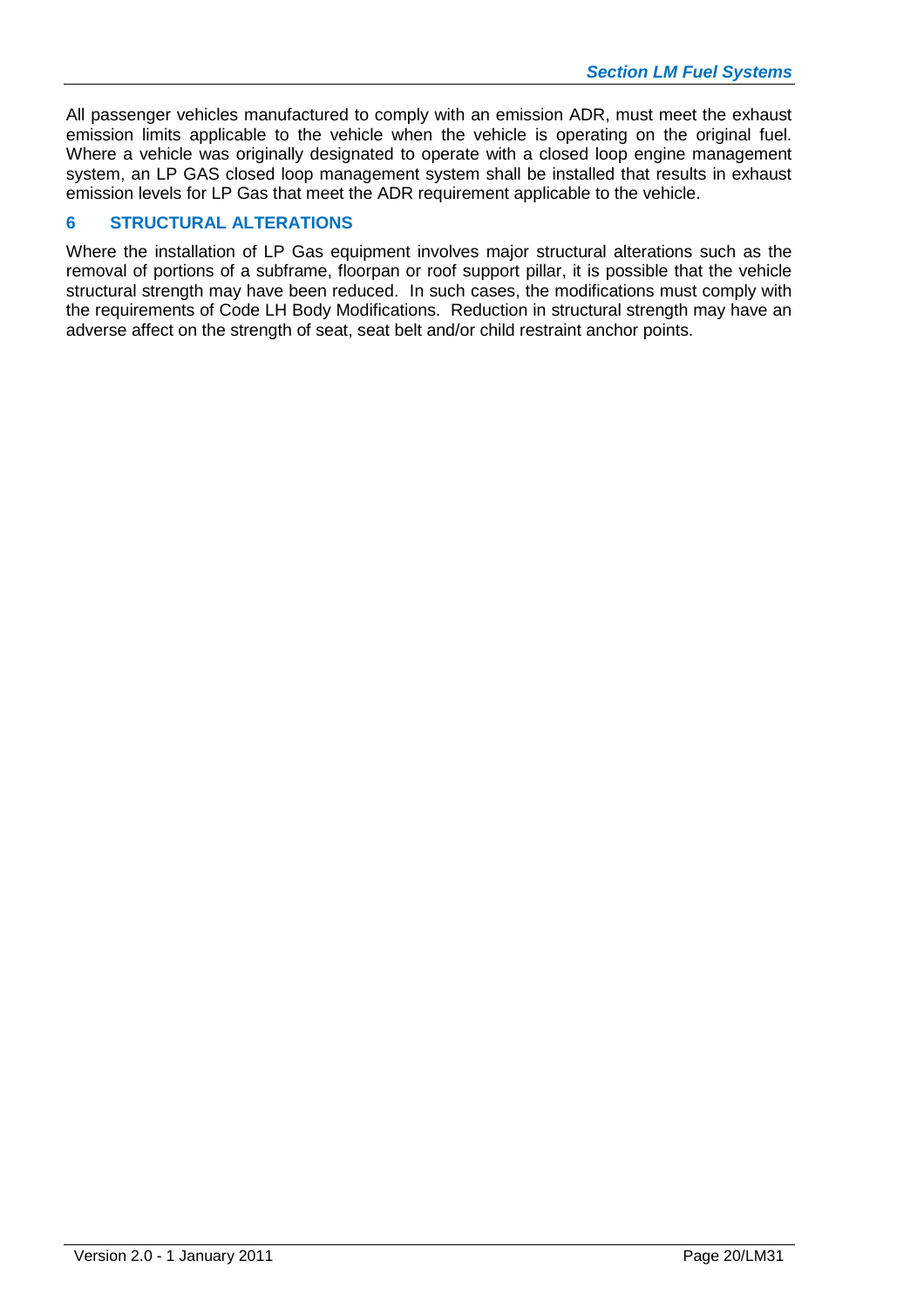All passenger vehicles manufactured to comply with an emission ADR, must meet the exhaust emission limits applicable to the vehicle when the vehicle is operating on the original fuel. Where a vehicle was originally designated to operate with a closed loop engine management system, an LP GAS closed loop management system shall be installed that results in exhaust emission levels for LP Gas that meet the ADR requirement applicable to the vehicle.

## 6 STRUCTURAL ALTERATIONS

Where the installation of LP Gas equipment involves major structural alterations such as the removal of portions of a subframe, floorpan or roof support pillar, it is possible that the vehicle structural strength may have been reduced. In such cases, the modifications must comply with the requirements of Code LH Body Modifications. Reduction in structural strength may have an adverse affect on the strength of seat, seat belt and/or child restraint anchor points.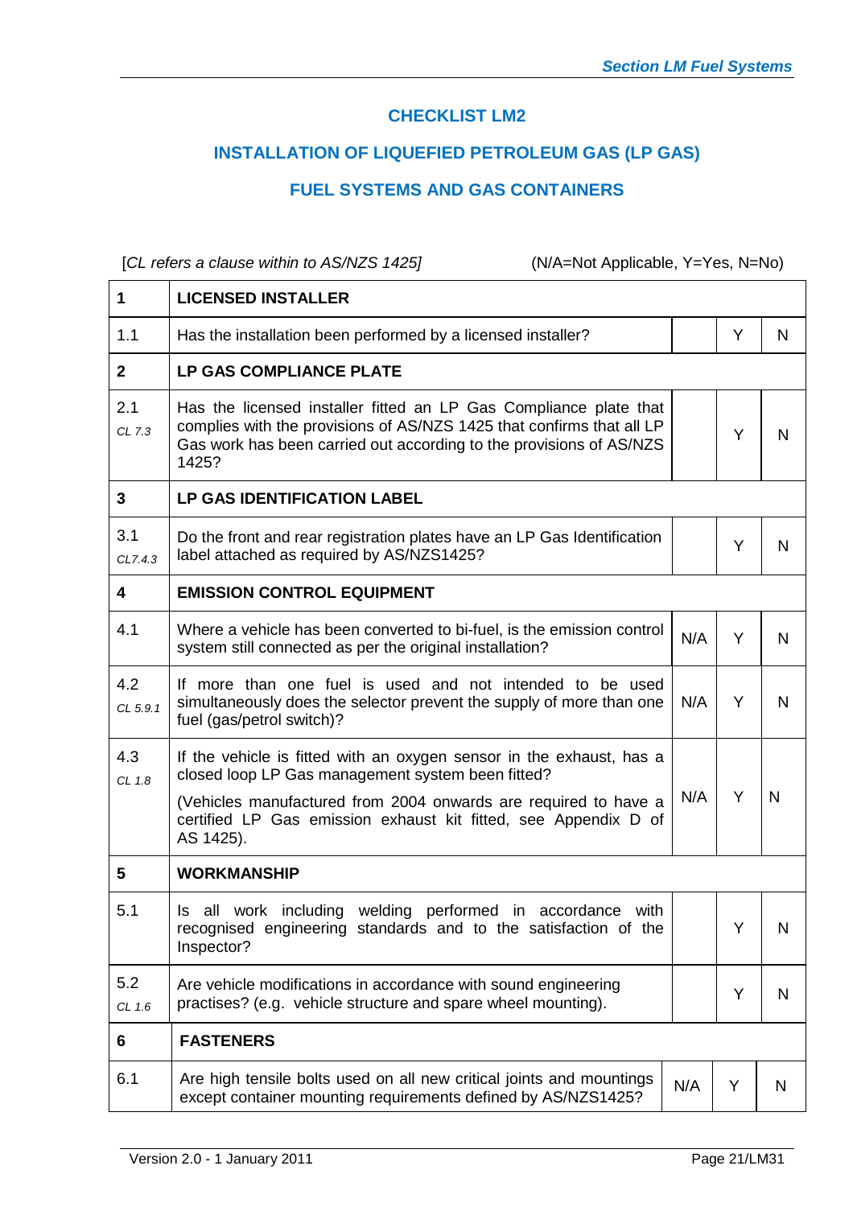## CHECKLIST LM2

## INSTALLATION OF LIQUEFIED PETROLEUM GAS (LP GAS) FUEL SYSTEMS AND GAS CONTAINERS

[*CL refers a clause within to AS/NZS 1425]* (N/A=Not Applicable, Y=Yes, N=No)

| | | | | |
|---|---|---|---|---|
| **1** | **LICENSED INSTALLER** | | | |
| 1.1 | Has the installation been performed by a licensed installer? | | Y | N |
| **2** | **LP GAS COMPLIANCE PLATE** | | | |
| 2.1 *CL 7.3* | Has the licensed installer fitted an LP Gas Compliance plate that complies with the provisions of AS/NZS 1425 that confirms that all LP Gas work has been carried out according to the provisions of AS/NZS 1425? | | Y | N |
| **3** | **LP GAS IDENTIFICATION LABEL** | | | |
| 3.1 *CL7.4.3* | Do the front and rear registration plates have an LP Gas Identification label attached as required by AS/NZS1425? | | Y | N |
| **4** | **EMISSION CONTROL EQUIPMENT** | | | |
| 4.1 | Where a vehicle has been converted to bi-fuel, is the emission control system still connected as per the original installation? | N/A | Y | N |
| 4.2 *CL 5.9.1* | If more than one fuel is used and not intended to be used simultaneously does the selector prevent the supply of more than one fuel (gas/petrol switch)? | N/A | Y | N |
| 4.3 *CL 1.8* | If the vehicle is fitted with an oxygen sensor in the exhaust, has a closed loop LP Gas management system been fitted?<br><br>(Vehicles manufactured from 2004 onwards are required to have a certified LP Gas emission exhaust kit fitted, see Appendix D of AS 1425). | N/A | Y | N |
| **5** | **WORKMANSHIP** | | | |
| 5.1 | Is all work including welding performed in accordance with recognised engineering standards and to the satisfaction of the Inspector? | | Y | N |
| 5.2 *CL 1.6* | Are vehicle modifications in accordance with sound engineering practises? (e.g. vehicle structure and spare wheel mounting). | | Y | N |
| **6** | **FASTENERS** | | | |
| 6.1 | Are high tensile bolts used on all new critical joints and mountings except container mounting requirements defined by AS/NZS1425? | N/A | Y | N |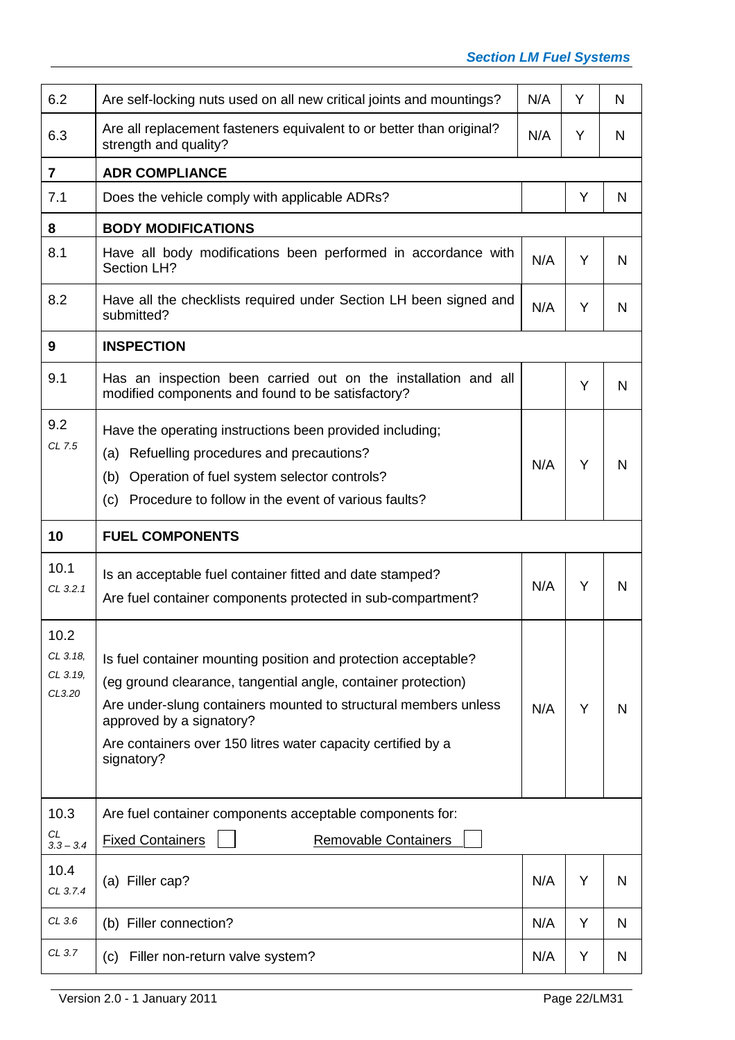| | | | | |
|---|---|---|---|---|
| 6.2 | Are self-locking nuts used on all new critical joints and mountings? | N/A | Y | N |
| 6.3 | Are all replacement fasteners equivalent to or better than original? strength and quality? | N/A | Y | N |
| **7** | **ADR COMPLIANCE** | | | |
| 7.1 | Does the vehicle comply with applicable ADRs? | | Y | N |
| **8** | **BODY MODIFICATIONS** | | | |
| 8.1 | Have all body modifications been performed in accordance with Section LH? | N/A | Y | N |
| 8.2 | Have all the checklists required under Section LH been signed and submitted? | N/A | Y | N |
| **9** | **INSPECTION** | | | |
| 9.1 | Has an inspection been carried out on the installation and all modified components and found to be satisfactory? | | Y | N |
| 9.2 *CL 7.5* | Have the operating instructions been provided including; (a) Refuelling procedures and precautions? (b) Operation of fuel system selector controls? (c) Procedure to follow in the event of various faults? | N/A | Y | N |
| **10** | **FUEL COMPONENTS** | | | |
| 10.1 *CL 3.2.1* | Is an acceptable fuel container fitted and date stamped? Are fuel container components protected in sub-compartment? | N/A | Y | N |
| 10.2 *CL 3.18, CL 3.19, CL3.20* | Is fuel container mounting position and protection acceptable? (eg ground clearance, tangential angle, container protection) Are under-slung containers mounted to structural members unless approved by a signatory? Are containers over 150 litres water capacity certified by a signatory? | N/A | Y | N |
| 10.3 *CL 3.3 – 3.4* | Are fuel container components acceptable components for: Fixed Containers ☐ Removable Containers ☐ | | | |
| 10.4 *CL 3.7.4* | (a) Filler cap? | N/A | Y | N |
| *CL 3.6* | (b) Filler connection? | N/A | Y | N |
| *CL 3.7* | (c) Filler non-return valve system? | N/A | Y | N |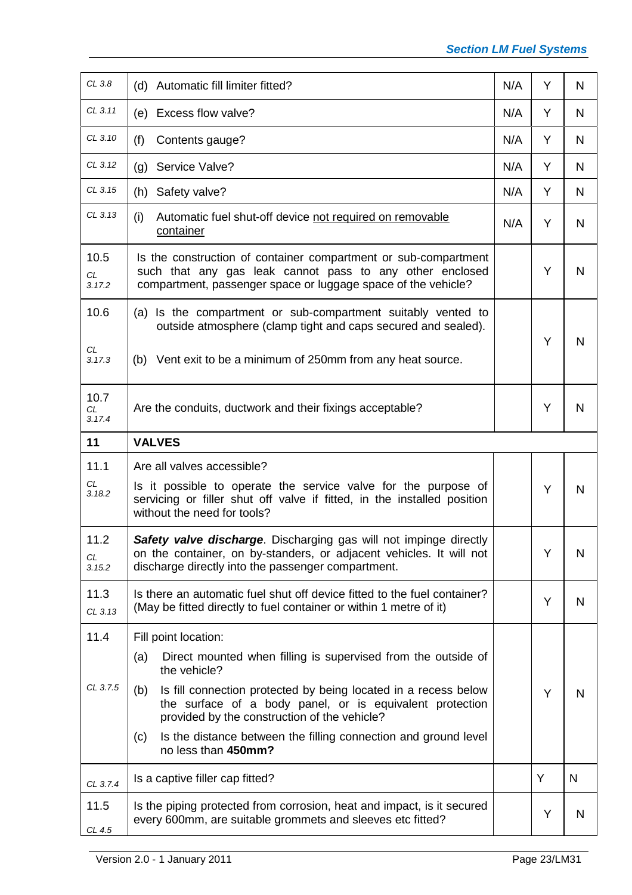| | | | | |
|---|---|---|---|---|
| CL 3.8 | (d) Automatic fill limiter fitted? | N/A | Y | N |
| CL 3.11 | (e) Excess flow valve? | N/A | Y | N |
| CL 3.10 | (f) Contents gauge? | N/A | Y | N |
| CL 3.12 | (g) Service Valve? | N/A | Y | N |
| CL 3.15 | (h) Safety valve? | N/A | Y | N |
| CL 3.13 | (i) Automatic fuel shut-off device <u>not required on removable container</u> | N/A | Y | N |
| 10.5 CL 3.17.2 | Is the construction of container compartment or sub-compartment such that any gas leak cannot pass to any other enclosed compartment, passenger space or luggage space of the vehicle? | | Y | N |
| 10.6 CL 3.17.3 | (a) Is the compartment or sub-compartment suitably vented to outside atmosphere (clamp tight and caps secured and sealed).<br>(b) Vent exit to be a minimum of 250mm from any heat source. | | Y | N |
| 10.7 CL 3.17.4 | Are the conduits, ductwork and their fixings acceptable? | | Y | N |
| **11** | **VALVES** | | | |
| 11.1 CL 3.18.2 | Are all valves accessible?<br>Is it possible to operate the service valve for the purpose of servicing or filler shut off valve if fitted, in the installed position without the need for tools? | | Y | N |
| 11.2 CL 3.15.2 | ***Safety valve discharge***. Discharging gas will not impinge directly on the container, on by-standers, or adjacent vehicles. It will not discharge directly into the passenger compartment. | | Y | N |
| 11.3 CL 3.13 | Is there an automatic fuel shut off device fitted to the fuel container? (May be fitted directly to fuel container or within 1 metre of it) | | Y | N |
| 11.4 CL 3.7.5 | Fill point location:<br>(a) Direct mounted when filling is supervised from the outside of the vehicle?<br>(b) Is fill connection protected by being located in a recess below the surface of a body panel, or is equivalent protection provided by the construction of the vehicle?<br>(c) Is the distance between the filling connection and ground level no less than **450mm?** | | Y | N |
| CL 3.7.4 | Is a captive filler cap fitted? | | Y | N |
| 11.5 CL 4.5 | Is the piping protected from corrosion, heat and impact, is it secured every 600mm, are suitable grommets and sleeves etc fitted? | | Y | N |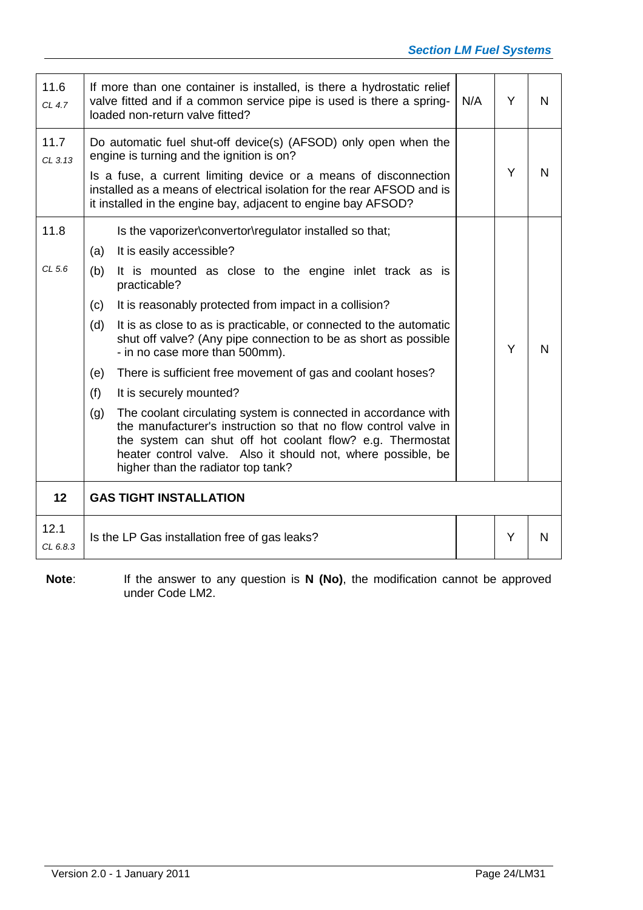| | | | | |
|---|---|---|---|---|
| 11.6 *CL 4.7* | If more than one container is installed, is there a hydrostatic relief valve fitted and if a common service pipe is used is there a spring-loaded non-return valve fitted? | N/A | Y | N |
| 11.7 *CL 3.13* | Do automatic fuel shut-off device(s) (AFSOD) only open when the engine is turning and the ignition is on?<br><br>Is a fuse, a current limiting device or a means of disconnection installed as a means of electrical isolation for the rear AFSOD and is it installed in the engine bay, adjacent to engine bay AFSOD? | | Y | N |
| 11.8 *CL 5.6* | Is the vaporizer\convertor\regulator installed so that;<br>(a) It is easily accessible?<br>(b) It is mounted as close to the engine inlet track as is practicable?<br>(c) It is reasonably protected from impact in a collision?<br>(d) It is as close to as is practicable, or connected to the automatic shut off valve? (Any pipe connection to be as short as possible - in no case more than 500mm).<br>(e) There is sufficient free movement of gas and coolant hoses?<br>(f) It is securely mounted?<br>(g) The coolant circulating system is connected in accordance with the manufacturer's instruction so that no flow control valve in the system can shut off hot coolant flow? e.g. Thermostat heater control valve. Also it should not, where possible, be higher than the radiator top tank? | | Y | N |
| **12** | **GAS TIGHT INSTALLATION** | | | |
| 12.1 *CL 6.8.3* | Is the LP Gas installation free of gas leaks? | | Y | N |

**Note**: If the answer to any question is **N (No)**, the modification cannot be approved under Code LM2.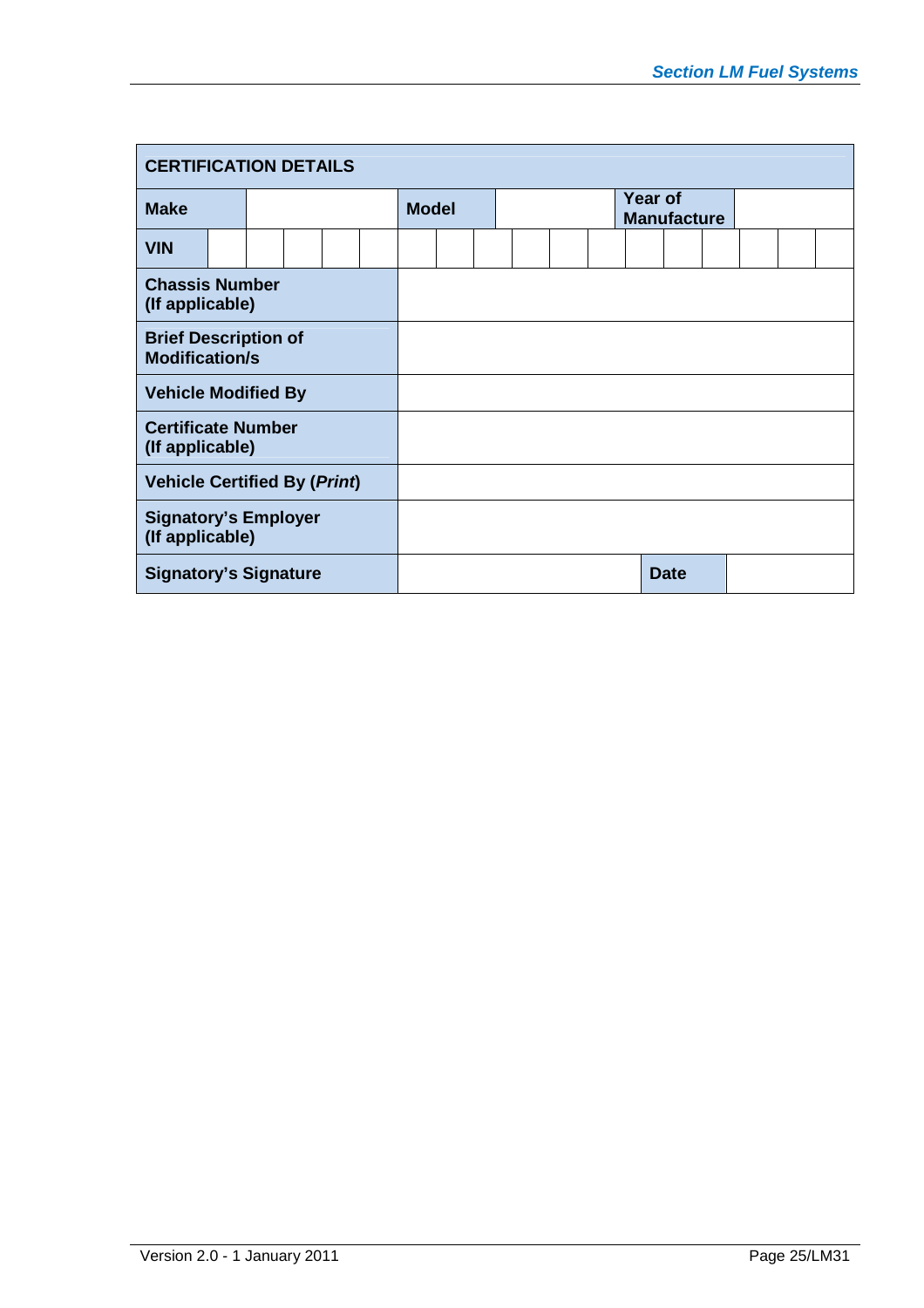| CERTIFICATION DETAILS | | | | | |
|---|---|---|---|---|---|
| **Make** | | **Model** | | **Year of Manufacture** | |
| **VIN** | | | | | |
| **Chassis Number (If applicable)** | | | | | |
| **Brief Description of Modification/s** | | | | | |
| **Vehicle Modified By** | | | | | |
| **Certificate Number (If applicable)** | | | | | |
| **Vehicle Certified By (*Print*)** | | | | | |
| **Signatory's Employer (If applicable)** | | | | | |
| **Signatory's Signature** | | | | **Date** | |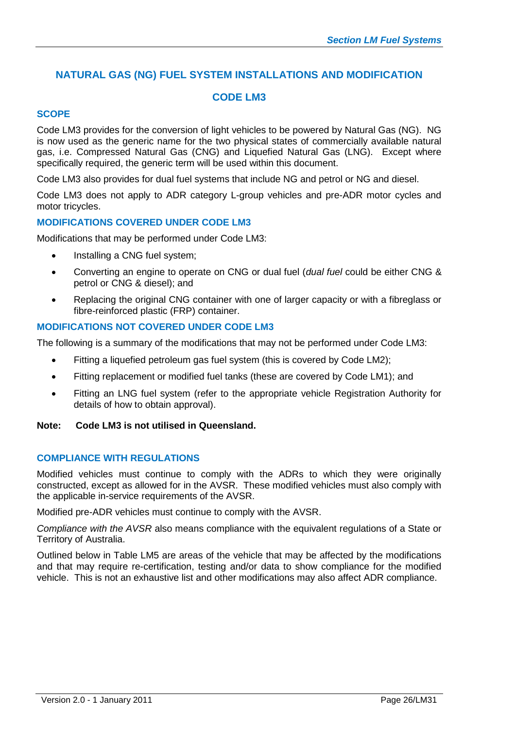## NATURAL GAS (NG) FUEL SYSTEM INSTALLATIONS AND MODIFICATION

## CODE LM3

### SCOPE

Code LM3 provides for the conversion of light vehicles to be powered by Natural Gas (NG). NG is now used as the generic name for the two physical states of commercially available natural gas, i.e. Compressed Natural Gas (CNG) and Liquefied Natural Gas (LNG). Except where specifically required, the generic term will be used within this document.

Code LM3 also provides for dual fuel systems that include NG and petrol or NG and diesel.

Code LM3 does not apply to ADR category L-group vehicles and pre-ADR motor cycles and motor tricycles.

### MODIFICATIONS COVERED UNDER CODE LM3

Modifications that may be performed under Code LM3:

- Installing a CNG fuel system;
- Converting an engine to operate on CNG or dual fuel (*dual fuel* could be either CNG & petrol or CNG & diesel); and
- Replacing the original CNG container with one of larger capacity or with a fibreglass or fibre-reinforced plastic (FRP) container.

### MODIFICATIONS NOT COVERED UNDER CODE LM3

The following is a summary of the modifications that may not be performed under Code LM3:

- Fitting a liquefied petroleum gas fuel system (this is covered by Code LM2);
- Fitting replacement or modified fuel tanks (these are covered by Code LM1); and
- Fitting an LNG fuel system (refer to the appropriate vehicle Registration Authority for details of how to obtain approval).

**Note: Code LM3 is not utilised in Queensland.**

### COMPLIANCE WITH REGULATIONS

Modified vehicles must continue to comply with the ADRs to which they were originally constructed, except as allowed for in the AVSR. These modified vehicles must also comply with the applicable in-service requirements of the AVSR.

Modified pre-ADR vehicles must continue to comply with the AVSR.

*Compliance with the AVSR* also means compliance with the equivalent regulations of a State or Territory of Australia.

Outlined below in Table LM5 are areas of the vehicle that may be affected by the modifications and that may require re-certification, testing and/or data to show compliance for the modified vehicle. This is not an exhaustive list and other modifications may also affect ADR compliance.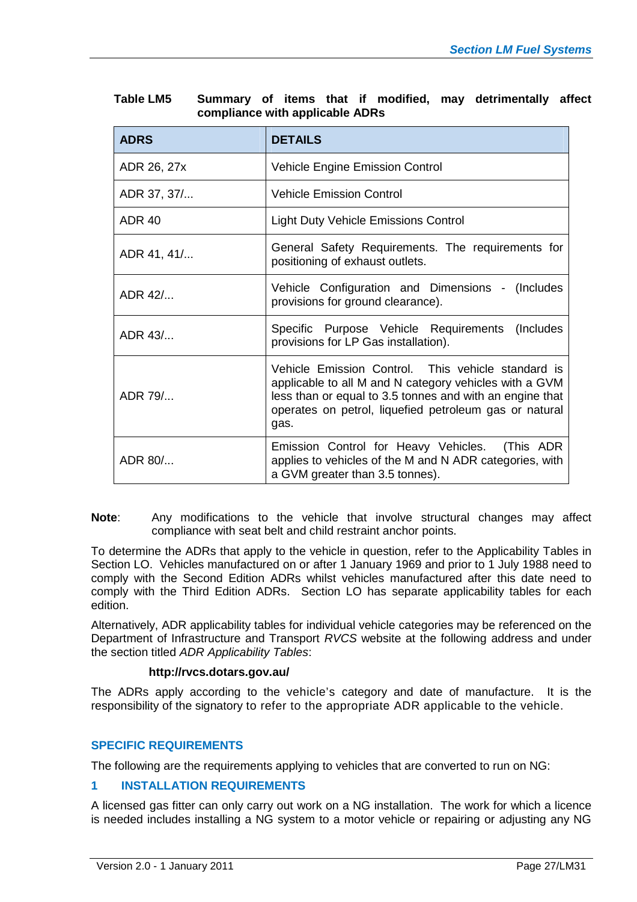**Table LM5 Summary of items that if modified, may detrimentally affect compliance with applicable ADRs**

| ADRS | DETAILS |
|---|---|
| ADR 26, 27x | Vehicle Engine Emission Control |
| ADR 37, 37/... | Vehicle Emission Control |
| ADR 40 | Light Duty Vehicle Emissions Control |
| ADR 41, 41/... | General Safety Requirements. The requirements for positioning of exhaust outlets. |
| ADR 42/... | Vehicle Configuration and Dimensions - (Includes provisions for ground clearance). |
| ADR 43/... | Specific Purpose Vehicle Requirements (Includes provisions for LP Gas installation). |
| ADR 79/... | Vehicle Emission Control. This vehicle standard is applicable to all M and N category vehicles with a GVM less than or equal to 3.5 tonnes and with an engine that operates on petrol, liquefied petroleum gas or natural gas. |
| ADR 80/... | Emission Control for Heavy Vehicles. (This ADR applies to vehicles of the M and N ADR categories, with a GVM greater than 3.5 tonnes). |

**Note**: Any modifications to the vehicle that involve structural changes may affect compliance with seat belt and child restraint anchor points.

To determine the ADRs that apply to the vehicle in question, refer to the Applicability Tables in Section LO. Vehicles manufactured on or after 1 January 1969 and prior to 1 July 1988 need to comply with the Second Edition ADRs whilst vehicles manufactured after this date need to comply with the Third Edition ADRs. Section LO has separate applicability tables for each edition.

Alternatively, ADR applicability tables for individual vehicle categories may be referenced on the Department of Infrastructure and Transport *RVCS* website at the following address and under the section titled *ADR Applicability Tables*:

**http://rvcs.dotars.gov.au/**

The ADRs apply according to the vehicle's category and date of manufacture. It is the responsibility of the signatory to refer to the appropriate ADR applicable to the vehicle.

## SPECIFIC REQUIREMENTS

The following are the requirements applying to vehicles that are converted to run on NG:

### 1 INSTALLATION REQUIREMENTS

A licensed gas fitter can only carry out work on a NG installation. The work for which a licence is needed includes installing a NG system to a motor vehicle or repairing or adjusting any NG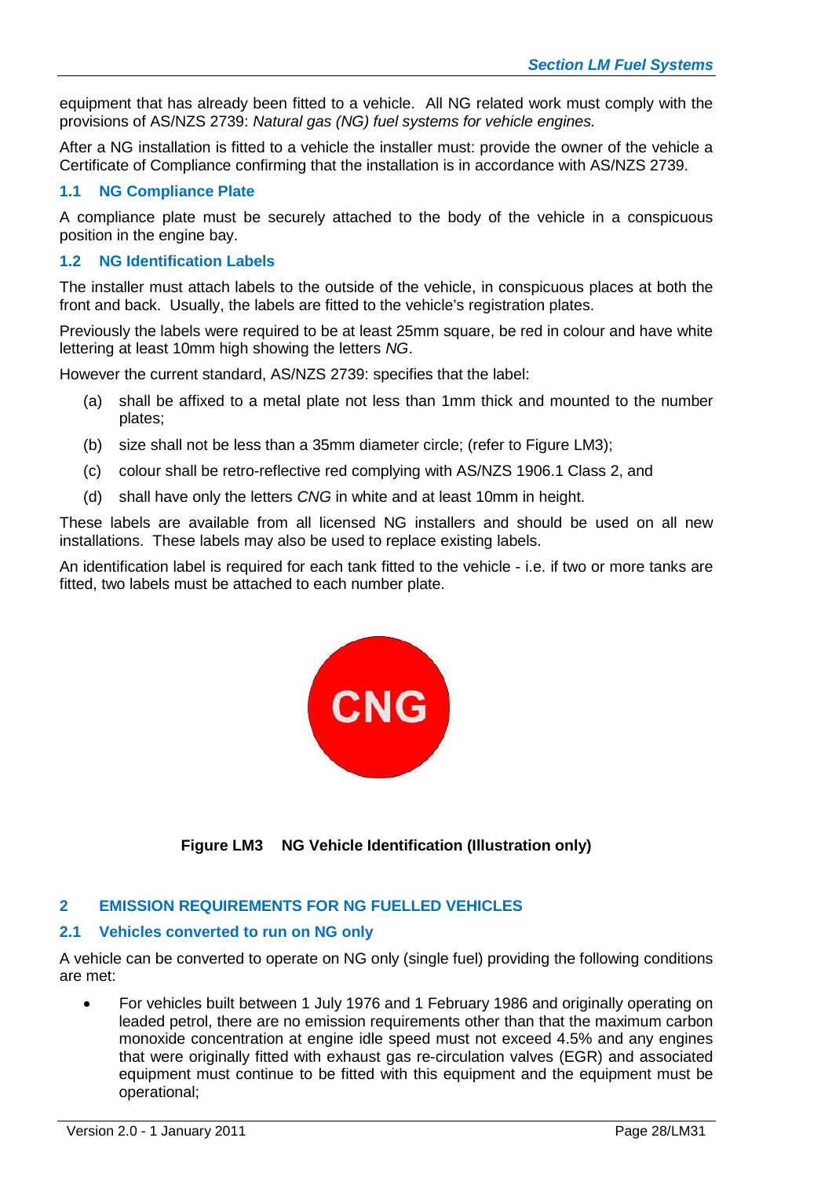equipment that has already been fitted to a vehicle. All NG related work must comply with the provisions of AS/NZS 2739: *Natural gas (NG) fuel systems for vehicle engines.*

After a NG installation is fitted to a vehicle the installer must: provide the owner of the vehicle a Certificate of Compliance confirming that the installation is in accordance with AS/NZS 2739.

### 1.1 NG Compliance Plate

A compliance plate must be securely attached to the body of the vehicle in a conspicuous position in the engine bay.

### 1.2 NG Identification Labels

The installer must attach labels to the outside of the vehicle, in conspicuous places at both the front and back. Usually, the labels are fitted to the vehicle's registration plates.

Previously the labels were required to be at least 25mm square, be red in colour and have white lettering at least 10mm high showing the letters *NG*.

However the current standard, AS/NZS 2739: specifies that the label:

(a) shall be affixed to a metal plate not less than 1mm thick and mounted to the number plates;

(b) size shall not be less than a 35mm diameter circle; (refer to Figure LM3);

(c) colour shall be retro-reflective red complying with AS/NZS 1906.1 Class 2, and

(d) shall have only the letters *CNG* in white and at least 10mm in height.

These labels are available from all licensed NG installers and should be used on all new installations. These labels may also be used to replace existing labels.

An identification label is required for each tank fitted to the vehicle - i.e. if two or more tanks are fitted, two labels must be attached to each number plate.

CNG

**Figure LM3 NG Vehicle Identification (Illustration only)**

## 2 EMISSION REQUIREMENTS FOR NG FUELLED VEHICLES

### 2.1 Vehicles converted to run on NG only

A vehicle can be converted to operate on NG only (single fuel) providing the following conditions are met:

- For vehicles built between 1 July 1976 and 1 February 1986 and originally operating on leaded petrol, there are no emission requirements other than that the maximum carbon monoxide concentration at engine idle speed must not exceed 4.5% and any engines that were originally fitted with exhaust gas re-circulation valves (EGR) and associated equipment must continue to be fitted with this equipment and the equipment must be operational;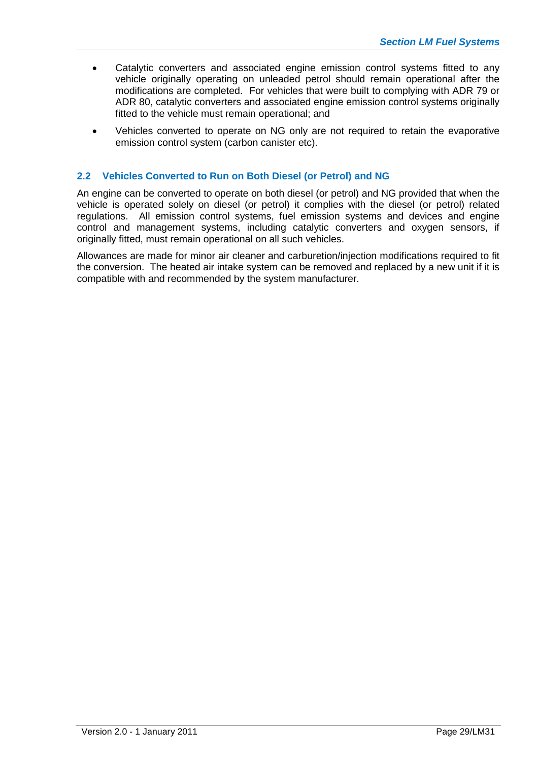- Catalytic converters and associated engine emission control systems fitted to any vehicle originally operating on unleaded petrol should remain operational after the modifications are completed. For vehicles that were built to complying with ADR 79 or ADR 80, catalytic converters and associated engine emission control systems originally fitted to the vehicle must remain operational; and
- Vehicles converted to operate on NG only are not required to retain the evaporative emission control system (carbon canister etc).

## 2.2 Vehicles Converted to Run on Both Diesel (or Petrol) and NG

An engine can be converted to operate on both diesel (or petrol) and NG provided that when the vehicle is operated solely on diesel (or petrol) it complies with the diesel (or petrol) related regulations. All emission control systems, fuel emission systems and devices and engine control and management systems, including catalytic converters and oxygen sensors, if originally fitted, must remain operational on all such vehicles.

Allowances are made for minor air cleaner and carburetion/injection modifications required to fit the conversion. The heated air intake system can be removed and replaced by a new unit if it is compatible with and recommended by the system manufacturer.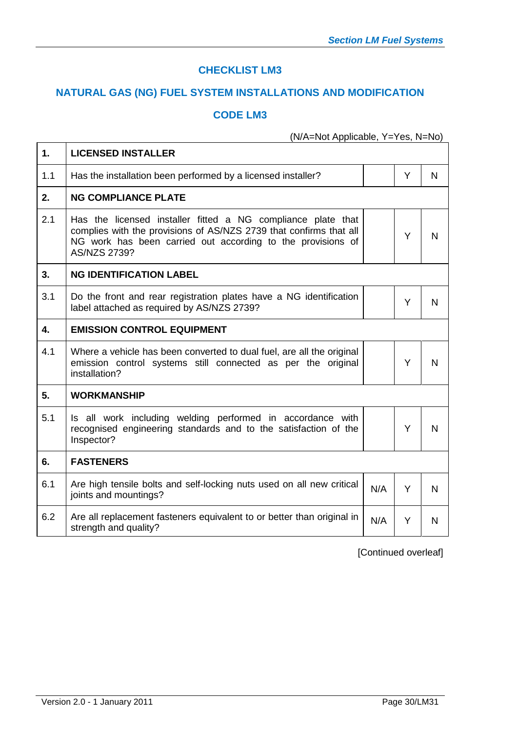## CHECKLIST LM3

## NATURAL GAS (NG) FUEL SYSTEM INSTALLATIONS AND MODIFICATION

## CODE LM3

(N/A=Not Applicable, Y=Yes, N=No)

| | | | | |
|---|---|---|---|---|
| **1.** | **LICENSED INSTALLER** | | | |
| 1.1 | Has the installation been performed by a licensed installer? | | Y | N |
| **2.** | **NG COMPLIANCE PLATE** | | | |
| 2.1 | Has the licensed installer fitted a NG compliance plate that complies with the provisions of AS/NZS 2739 that confirms that all NG work has been carried out according to the provisions of AS/NZS 2739? | | Y | N |
| **3.** | **NG IDENTIFICATION LABEL** | | | |
| 3.1 | Do the front and rear registration plates have a NG identification label attached as required by AS/NZS 2739? | | Y | N |
| **4.** | **EMISSION CONTROL EQUIPMENT** | | | |
| 4.1 | Where a vehicle has been converted to dual fuel, are all the original emission control systems still connected as per the original installation? | | Y | N |
| **5.** | **WORKMANSHIP** | | | |
| 5.1 | Is all work including welding performed in accordance with recognised engineering standards and to the satisfaction of the Inspector? | | Y | N |
| **6.** | **FASTENERS** | | | |
| 6.1 | Are high tensile bolts and self-locking nuts used on all new critical joints and mountings? | N/A | Y | N |
| 6.2 | Are all replacement fasteners equivalent to or better than original in strength and quality? | N/A | Y | N |

[Continued overleaf]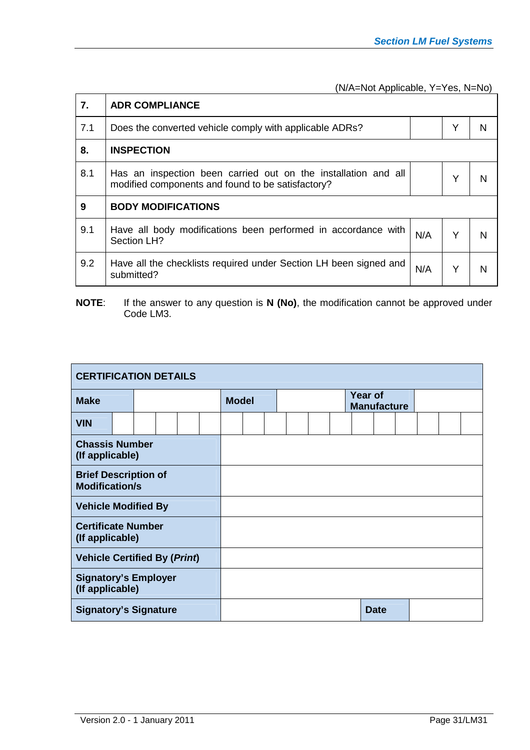(N/A=Not Applicable, Y=Yes, N=No)

| | | | | |
|---|---|---|---|---|
| **7.** | **ADR COMPLIANCE** | | | |
| 7.1 | Does the converted vehicle comply with applicable ADRs? | | Y | N |
| **8.** | **INSPECTION** | | | |
| 8.1 | Has an inspection been carried out on the installation and all modified components and found to be satisfactory? | | Y | N |
| **9** | **BODY MODIFICATIONS** | | | |
| 9.1 | Have all body modifications been performed in accordance with Section LH? | N/A | Y | N |
| 9.2 | Have all the checklists required under Section LH been signed and submitted? | N/A | Y | N |

**NOTE**: If the answer to any question is **N (No)**, the modification cannot be approved under Code LM3.

| **CERTIFICATION DETAILS** | | | | | |
|---|---|---|---|---|---|
| **Make** | | **Model** | | **Year of Manufacture** | |
| **VIN** | | | | | |
| **Chassis Number (If applicable)** | | | | | |
| **Brief Description of Modification/s** | | | | | |
| **Vehicle Modified By** | | | | | |
| **Certificate Number (If applicable)** | | | | | |
| **Vehicle Certified By (*Print*)** | | | | | |
| **Signatory's Employer (If applicable)** | | | | | |
| **Signatory's Signature** | | | | **Date** | |